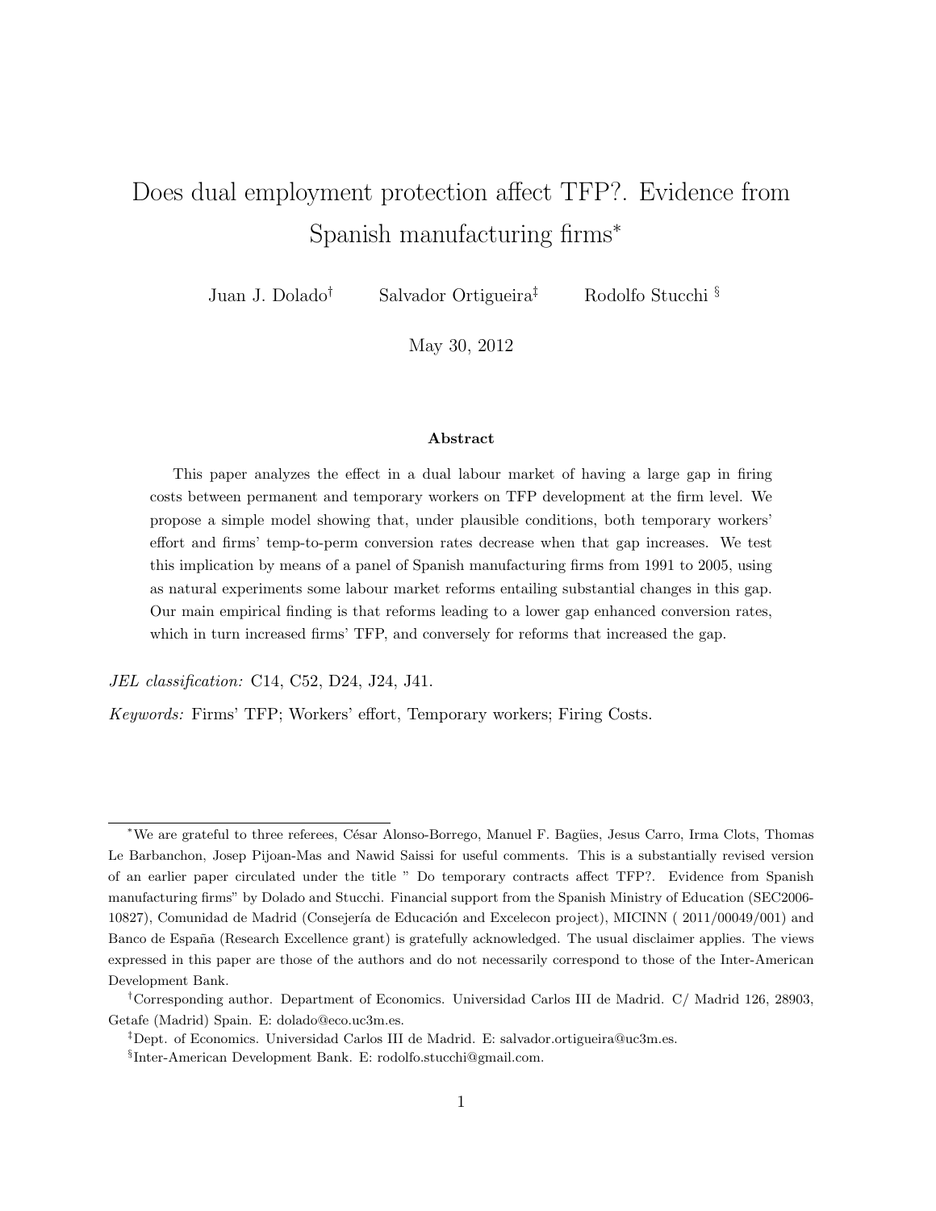# Does dual employment protection affect TFP?. Evidence from Spanish manufacturing firms*

Juan J. Dolado[†] Salvador Ortigueira[‡] Rodolfo Stucchi[§]

May 30, 2012

### Abstract

This paper analyzes the effect in a dual labour market of having a large gap in firing costs between permanent and temporary workers on TFP development at the firm level. We propose a simple model showing that, under plausible conditions, both temporary workers' effort and firms' temp-to-perm conversion rates decrease when that gap increases. We test this implication by means of a panel of Spanish manufacturing firms from 1991 to 2005, using as natural experiments some labour market reforms entailing substantial changes in this gap. Our main empirical finding is that reforms leading to a lower gap enhanced conversion rates, which in turn increased firms' TFP, and conversely for reforms that increased the gap.

*JEL classification:* C14, C52, D24, J24, J41.

*Keywords:* Firms' TFP; Workers' effort, Temporary workers; Firing Costs.

---

*We are grateful to three referees, César Alonso-Borrego, Manuel F. Bagües, Jesus Carro, Irma Clots, Thomas Le Barbanchon, Josep Pijoan-Mas and Nawid Saissi for useful comments. This is a substantially revised version of an earlier paper circulated under the title " Do temporary contracts affect TFP?. Evidence from Spanish manufacturing firms" by Dolado and Stucchi. Financial support from the Spanish Ministry of Education (SEC2006-10827), Comunidad de Madrid (Consejería de Educación and Excelecon project), MICINN ( 2011/00049/001) and Banco de España (Research Excellence grant) is gratefully acknowledged. The usual disclaimer applies. The views expressed in this paper are those of the authors and do not necessarily correspond to those of the Inter-American Development Bank.

[†]Corresponding author. Department of Economics. Universidad Carlos III de Madrid. C/ Madrid 126, 28903, Getafe (Madrid) Spain. E: dolado@eco.uc3m.es.

[‡]Dept. of Economics. Universidad Carlos III de Madrid. E: salvador.ortigueira@uc3m.es.

[§]Inter-American Development Bank. E: rodolfo.stucchi@gmail.com.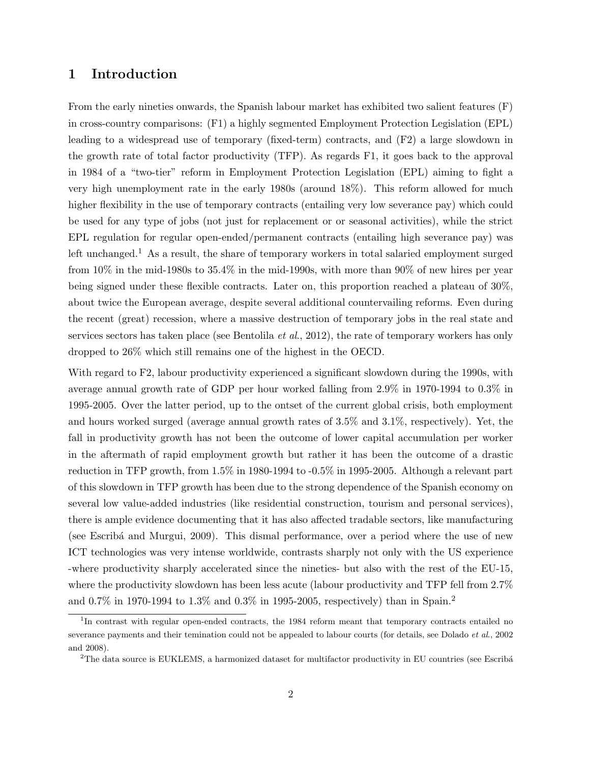# 1 Introduction

From the early nineties onwards, the Spanish labour market has exhibited two salient features (F) in cross-country comparisons: (F1) a highly segmented Employment Protection Legislation (EPL) leading to a widespread use of temporary (fixed-term) contracts, and (F2) a large slowdown in the growth rate of total factor productivity (TFP). As regards F1, it goes back to the approval in 1984 of a "two-tier" reform in Employment Protection Legislation (EPL) aiming to fight a very high unemployment rate in the early 1980s (around 18%). This reform allowed for much higher flexibility in the use of temporary contracts (entailing very low severance pay) which could be used for any type of jobs (not just for replacement or or seasonal activities), while the strict EPL regulation for regular open-ended/permanent contracts (entailing high severance pay) was left unchanged.[1] As a result, the share of temporary workers in total salaried employment surged from 10% in the mid-1980s to 35.4% in the mid-1990s, with more than 90% of new hires per year being signed under these flexible contracts. Later on, this proportion reached a plateau of 30%, about twice the European average, despite several additional countervailing reforms. Even during the recent (great) recession, where a massive destruction of temporary jobs in the real state and services sectors has taken place (see Bentolila *et al.*, 2012), the rate of temporary workers has only dropped to 26% which still remains one of the highest in the OECD.

With regard to F2, labour productivity experienced a significant slowdown during the 1990s, with average annual growth rate of GDP per hour worked falling from 2.9% in 1970-1994 to 0.3% in 1995-2005. Over the latter period, up to the onset of the current global crisis, both employment and hours worked surged (average annual growth rates of 3.5% and 3.1%, respectively). Yet, the fall in productivity growth has not been the outcome of lower capital accumulation per worker in the aftermath of rapid employment growth but rather it has been the outcome of a drastic reduction in TFP growth, from 1.5% in 1980-1994 to -0.5% in 1995-2005. Although a relevant part of this slowdown in TFP growth has been due to the strong dependence of the Spanish economy on several low value-added industries (like residential construction, tourism and personal services), there is ample evidence documenting that it has also affected tradable sectors, like manufacturing (see Escribá and Murgui, 2009). This dismal performance, over a period where the use of new ICT technologies was very intense worldwide, contrasts sharply not only with the US experience -where productivity sharply accelerated since the nineties- but also with the rest of the EU-15, where the productivity slowdown has been less acute (labour productivity and TFP fell from 2.7% and 0.7% in 1970-1994 to 1.3% and 0.3% in 1995-2005, respectively) than in Spain.[2]

[1] In contrast with regular open-ended contracts, the 1984 reform meant that temporary contracts entailed no severance payments and their temination could not be appealed to labour courts (for details, see Dolado *et al.*, 2002 and 2008).

[2] The data source is EUKLEMS, a harmonized dataset for multifactor productivity in EU countries (see Escribá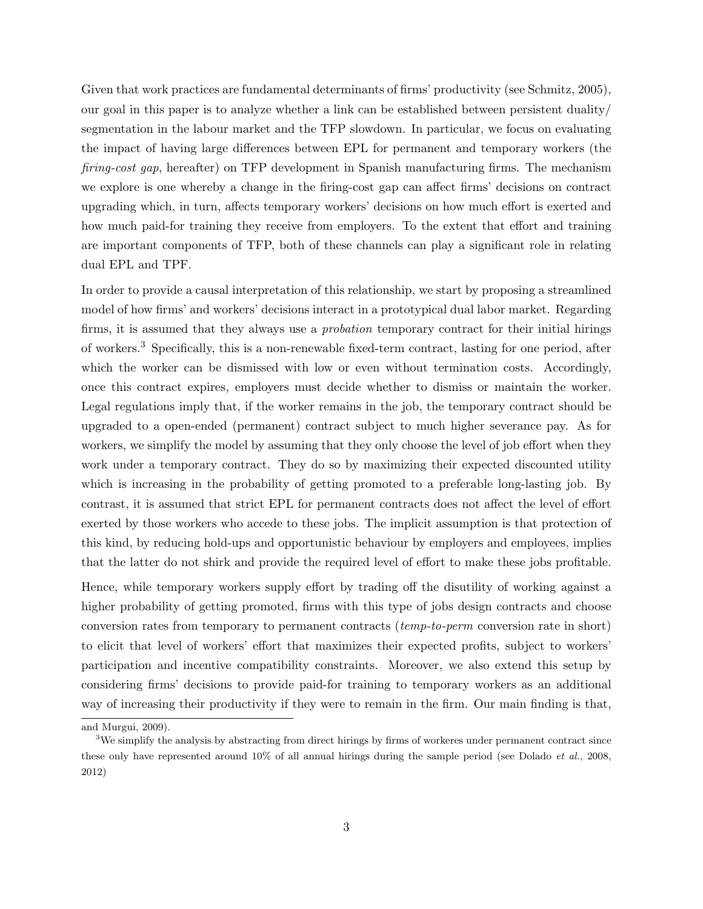Given that work practices are fundamental determinants of firms' productivity (see Schmitz, 2005), our goal in this paper is to analyze whether a link can be established between persistent duality/ segmentation in the labour market and the TFP slowdown. In particular, we focus on evaluating the impact of having large differences between EPL for permanent and temporary workers (the *firing-cost gap*, hereafter) on TFP development in Spanish manufacturing firms. The mechanism we explore is one whereby a change in the firing-cost gap can affect firms' decisions on contract upgrading which, in turn, affects temporary workers' decisions on how much effort is exerted and how much paid-for training they receive from employers. To the extent that effort and training are important components of TFP, both of these channels can play a significant role in relating dual EPL and TPF.

In order to provide a causal interpretation of this relationship, we start by proposing a streamlined model of how firms' and workers' decisions interact in a prototypical dual labor market. Regarding firms, it is assumed that they always use a *probation* temporary contract for their initial hirings of workers.[3] Specifically, this is a non-renewable fixed-term contract, lasting for one period, after which the worker can be dismissed with low or even without termination costs. Accordingly, once this contract expires, employers must decide whether to dismiss or maintain the worker. Legal regulations imply that, if the worker remains in the job, the temporary contract should be upgraded to a open-ended (permanent) contract subject to much higher severance pay. As for workers, we simplify the model by assuming that they only choose the level of job effort when they work under a temporary contract. They do so by maximizing their expected discounted utility which is increasing in the probability of getting promoted to a preferable long-lasting job. By contrast, it is assumed that strict EPL for permanent contracts does not affect the level of effort exerted by those workers who accede to these jobs. The implicit assumption is that protection of this kind, by reducing hold-ups and opportunistic behaviour by employers and employees, implies that the latter do not shirk and provide the required level of effort to make these jobs profitable.

Hence, while temporary workers supply effort by trading off the disutility of working against a higher probability of getting promoted, firms with this type of jobs design contracts and choose conversion rates from temporary to permanent contracts (*temp-to-perm* conversion rate in short) to elicit that level of workers' effort that maximizes their expected profits, subject to workers' participation and incentive compatibility constraints. Moreover, we also extend this setup by considering firms' decisions to provide paid-for training to temporary workers as an additional way of increasing their productivity if they were to remain in the firm. Our main finding is that,

and Murgui, 2009).

[3]We simplify the analysis by abstracting from direct hirings by firms of workeres under permanent contract since these only have represented around 10% of all annual hirings during the sample period (see Dolado *et al.*, 2008, 2012)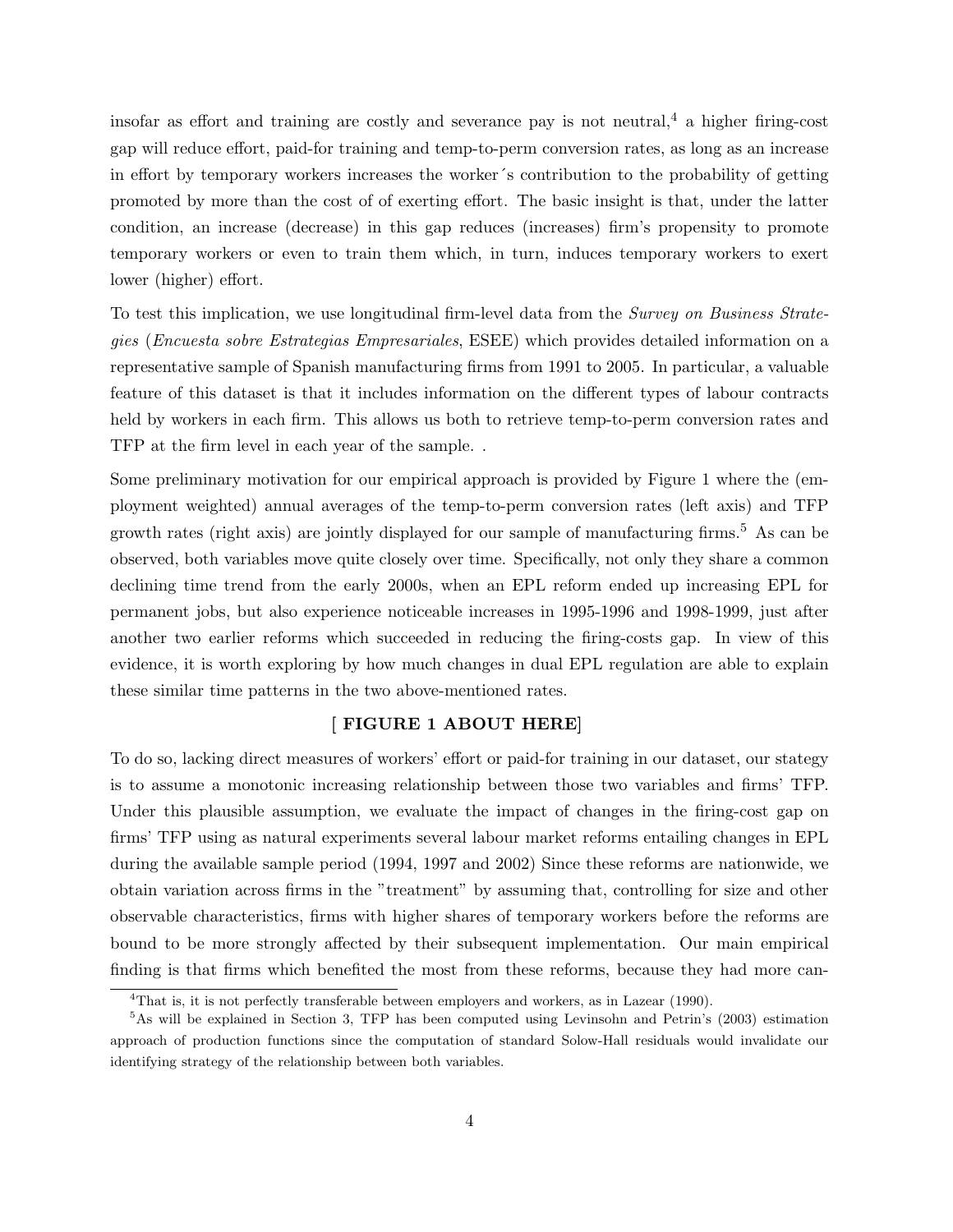insofar as effort and training are costly and severance pay is not neutral,[4] a higher firing-cost gap will reduce effort, paid-for training and temp-to-perm conversion rates, as long as an increase in effort by temporary workers increases the worker´s contribution to the probability of getting promoted by more than the cost of of exerting effort. The basic insight is that, under the latter condition, an increase (decrease) in this gap reduces (increases) firm's propensity to promote temporary workers or even to train them which, in turn, induces temporary workers to exert lower (higher) effort.

To test this implication, we use longitudinal firm-level data from the *Survey on Business Strategies* (*Encuesta sobre Estrategias Empresariales*, ESEE) which provides detailed information on a representative sample of Spanish manufacturing firms from 1991 to 2005. In particular, a valuable feature of this dataset is that it includes information on the different types of labour contracts held by workers in each firm. This allows us both to retrieve temp-to-perm conversion rates and TFP at the firm level in each year of the sample. .

Some preliminary motivation for our empirical approach is provided by Figure 1 where the (employment weighted) annual averages of the temp-to-perm conversion rates (left axis) and TFP growth rates (right axis) are jointly displayed for our sample of manufacturing firms.[5] As can be observed, both variables move quite closely over time. Specifically, not only they share a common declining time trend from the early 2000s, when an EPL reform ended up increasing EPL for permanent jobs, but also experience noticeable increases in 1995-1996 and 1998-1999, just after another two earlier reforms which succeeded in reducing the firing-costs gap. In view of this evidence, it is worth exploring by how much changes in dual EPL regulation are able to explain these similar time patterns in the two above-mentioned rates.

[ **FIGURE 1 ABOUT HERE**]

To do so, lacking direct measures of workers' effort or paid-for training in our dataset, our stategy is to assume a monotonic increasing relationship between those two variables and firms' TFP. Under this plausible assumption, we evaluate the impact of changes in the firing-cost gap on firms' TFP using as natural experiments several labour market reforms entailing changes in EPL during the available sample period (1994, 1997 and 2002) Since these reforms are nationwide, we obtain variation across firms in the "treatment" by assuming that, controlling for size and other observable characteristics, firms with higher shares of temporary workers before the reforms are bound to be more strongly affected by their subsequent implementation. Our main empirical finding is that firms which benefited the most from these reforms, because they had more can-

[4] That is, it is not perfectly transferable between employers and workers, as in Lazear (1990).

[5] As will be explained in Section 3, TFP has been computed using Levinsohn and Petrin's (2003) estimation approach of production functions since the computation of standard Solow-Hall residuals would invalidate our identifying strategy of the relationship between both variables.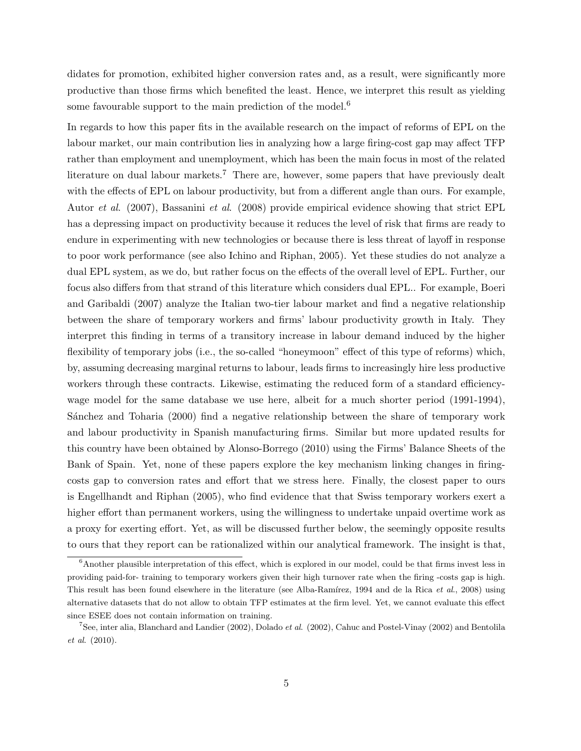didates for promotion, exhibited higher conversion rates and, as a result, were significantly more productive than those firms which benefited the least. Hence, we interpret this result as yielding some favourable support to the main prediction of the model.[6]

In regards to how this paper fits in the available research on the impact of reforms of EPL on the labour market, our main contribution lies in analyzing how a large firing-cost gap may affect TFP rather than employment and unemployment, which has been the main focus in most of the related literature on dual labour markets.[7] There are, however, some papers that have previously dealt with the effects of EPL on labour productivity, but from a different angle than ours. For example, Autor *et al*. (2007), Bassanini *et al*. (2008) provide empirical evidence showing that strict EPL has a depressing impact on productivity because it reduces the level of risk that firms are ready to endure in experimenting with new technologies or because there is less threat of layoff in response to poor work performance (see also Ichino and Riphan, 2005). Yet these studies do not analyze a dual EPL system, as we do, but rather focus on the effects of the overall level of EPL. Further, our focus also differs from that strand of this literature which considers dual EPL.. For example, Boeri and Garibaldi (2007) analyze the Italian two-tier labour market and find a negative relationship between the share of temporary workers and firms' labour productivity growth in Italy. They interpret this finding in terms of a transitory increase in labour demand induced by the higher flexibility of temporary jobs (i.e., the so-called "honeymoon" effect of this type of reforms) which, by, assuming decreasing marginal returns to labour, leads firms to increasingly hire less productive workers through these contracts. Likewise, estimating the reduced form of a standard efficiency-wage model for the same database we use here, albeit for a much shorter period (1991-1994), Sánchez and Toharia (2000) find a negative relationship between the share of temporary work and labour productivity in Spanish manufacturing firms. Similar but more updated results for this country have been obtained by Alonso-Borrego (2010) using the Firms' Balance Sheets of the Bank of Spain. Yet, none of these papers explore the key mechanism linking changes in firing-costs gap to conversion rates and effort that we stress here. Finally, the closest paper to ours is Engellhandt and Riphan (2005), who find evidence that that Swiss temporary workers exert a higher effort than permanent workers, using the willingness to undertake unpaid overtime work as a proxy for exerting effort. Yet, as will be discussed further below, the seemingly opposite results to ours that they report can be rationalized within our analytical framework. The insight is that,

[6] Another plausible interpretation of this effect, which is explored in our model, could be that firms invest less in providing paid-for- training to temporary workers given their high turnover rate when the firing -costs gap is high. This result has been found elsewhere in the literature (see Alba-Ramírez, 1994 and de la Rica *et al*., 2008) using alternative datasets that do not allow to obtain TFP estimates at the firm level. Yet, we cannot evaluate this effect since ESEE does not contain information on training.

[7] See, inter alia, Blanchard and Landier (2002), Dolado *et al*. (2002), Cahuc and Postel-Vinay (2002) and Bentolila *et al*. (2010).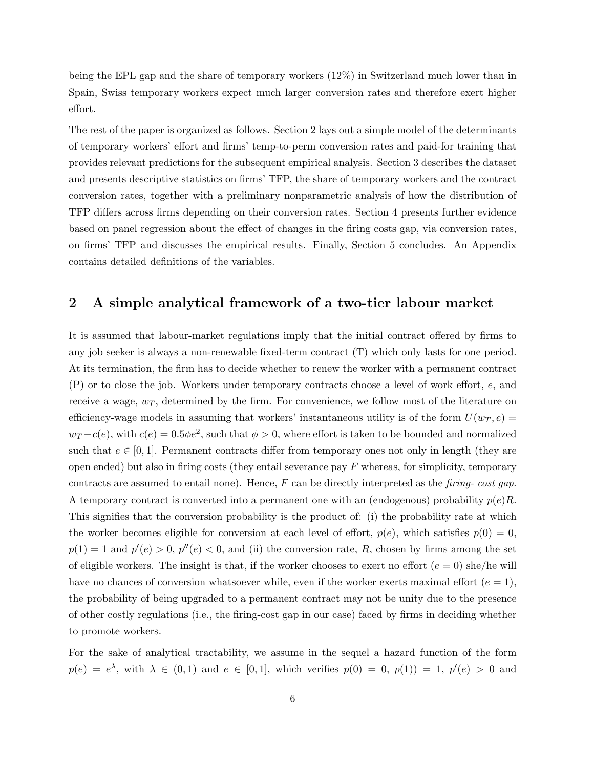being the EPL gap and the share of temporary workers (12%) in Switzerland much lower than in Spain, Swiss temporary workers expect much larger conversion rates and therefore exert higher effort.

The rest of the paper is organized as follows. Section 2 lays out a simple model of the determinants of temporary workers' effort and firms' temp-to-perm conversion rates and paid-for training that provides relevant predictions for the subsequent empirical analysis. Section 3 describes the dataset and presents descriptive statistics on firms' TFP, the share of temporary workers and the contract conversion rates, together with a preliminary nonparametric analysis of how the distribution of TFP differs across firms depending on their conversion rates. Section 4 presents further evidence based on panel regression about the effect of changes in the firing costs gap, via conversion rates, on firms' TFP and discusses the empirical results. Finally, Section 5 concludes. An Appendix contains detailed definitions of the variables.

## 2 A simple analytical framework of a two-tier labour market

It is assumed that labour-market regulations imply that the initial contract offered by firms to any job seeker is always a non-renewable fixed-term contract (T) which only lasts for one period. At its termination, the firm has to decide whether to renew the worker with a permanent contract (P) or to close the job. Workers under temporary contracts choose a level of work effort, $e$, and receive a wage, $w_T$, determined by the firm. For convenience, we follow most of the literature on efficiency-wage models in assuming that workers' instantaneous utility is of the form $U(w_T, e) = w_T - c(e)$, with $c(e) = 0.5\phi e^2$, such that $\phi > 0$, where effort is taken to be bounded and normalized such that $e \in [0, 1]$. Permanent contracts differ from temporary ones not only in length (they are open ended) but also in firing costs (they entail severance pay $F$ whereas, for simplicity, temporary contracts are assumed to entail none). Hence, $F$ can be directly interpreted as the *firing- cost gap*. A temporary contract is converted into a permanent one with an (endogenous) probability $p(e)R$. This signifies that the conversion probability is the product of: (i) the probability rate at which the worker becomes eligible for conversion at each level of effort, $p(e)$, which satisfies $p(0) = 0$, $p(1) = 1$ and $p'(e) > 0$, $p''(e) < 0$, and (ii) the conversion rate, $R$, chosen by firms among the set of eligible workers. The insight is that, if the worker chooses to exert no effort ($e = 0$) she/he will have no chances of conversion whatsoever while, even if the worker exerts maximal effort ($e = 1$), the probability of being upgraded to a permanent contract may not be unity due to the presence of other costly regulations (i.e., the firing-cost gap in our case) faced by firms in deciding whether to promote workers.

For the sake of analytical tractability, we assume in the sequel a hazard function of the form $p(e) = e^{\lambda}$, with $\lambda \in (0, 1)$ and $e \in [0, 1]$, which verifies $p(0) = 0$, $p(1)) = 1$, $p'(e) > 0$ and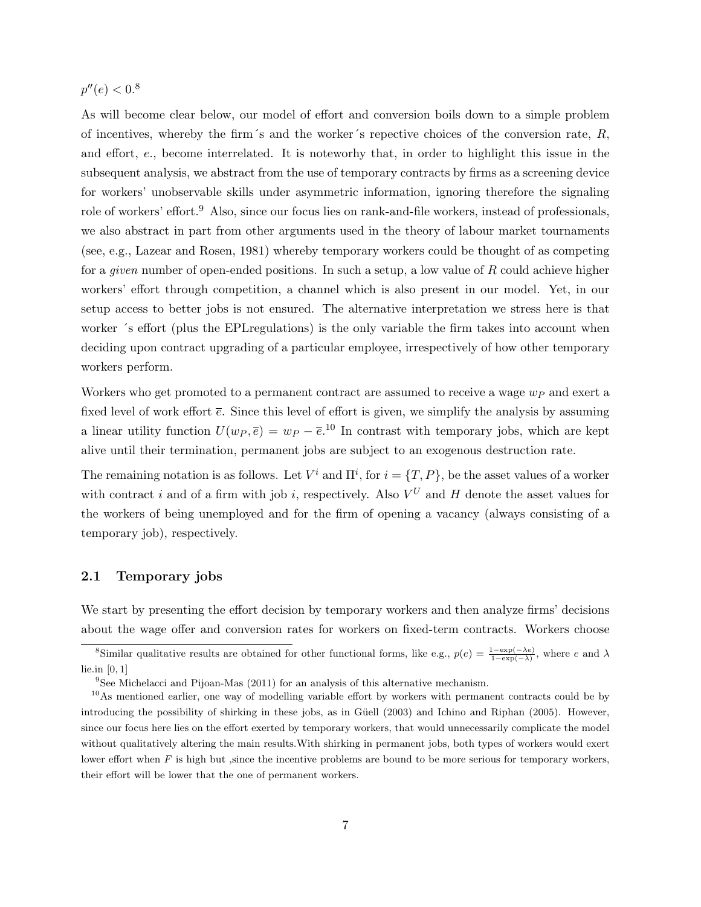$p''(e) < 0$.[8]

As will become clear below, our model of effort and conversion boils down to a simple problem of incentives, whereby the firm´s and the worker´s repective choices of the conversion rate, $R$, and effort, $e$., become interrelated. It is noteworhy that, in order to highlight this issue in the subsequent analysis, we abstract from the use of temporary contracts by firms as a screening device for workers' unobservable skills under asymmetric information, ignoring therefore the signaling role of workers' effort.[9] Also, since our focus lies on rank-and-file workers, instead of professionals, we also abstract in part from other arguments used in the theory of labour market tournaments (see, e.g., Lazear and Rosen, 1981) whereby temporary workers could be thought of as competing for a *given* number of open-ended positions. In such a setup, a low value of $R$ could achieve higher workers' effort through competition, a channel which is also present in our model. Yet, in our setup access to better jobs is not ensured. The alternative interpretation we stress here is that worker ´s effort (plus the EPLregulations) is the only variable the firm takes into account when deciding upon contract upgrading of a particular employee, irrespectively of how other temporary workers perform.

Workers who get promoted to a permanent contract are assumed to receive a wage $w_P$ and exert a fixed level of work effort $\overline{e}$. Since this level of effort is given, we simplify the analysis by assuming a linear utility function $U(w_P, \overline{e}) = w_P - \overline{e}$.[10] In contrast with temporary jobs, which are kept alive until their termination, permanent jobs are subject to an exogenous destruction rate.

The remaining notation is as follows. Let $V^i$ and $\Pi^i$, for $i = \{T, P\}$, be the asset values of a worker with contract $i$ and of a firm with job $i$, respectively. Also $V^U$ and $H$ denote the asset values for the workers of being unemployed and for the firm of opening a vacancy (always consisting of a temporary job), respectively.

## 2.1 Temporary jobs

We start by presenting the effort decision by temporary workers and then analyze firms' decisions about the wage offer and conversion rates for workers on fixed-term contracts. Workers choose

[8] Similar qualitative results are obtained for other functional forms, like e.g., $p(e) = \frac{1-\exp(-\lambda e)}{1-\exp(-\lambda)}$, where $e$ and $\lambda$ lie.in $[0, 1]$

[9] See Michelacci and Pijoan-Mas (2011) for an analysis of this alternative mechanism.

[10] As mentioned earlier, one way of modelling variable effort by workers with permanent contracts could be by introducing the possibility of shirking in these jobs, as in Güell (2003) and Ichino and Riphan (2005). However, since our focus here lies on the effort exerted by temporary workers, that would unnecessarily complicate the model without qualitatively altering the main results.With shirking in permanent jobs, both types of workers would exert lower effort when $F$ is high but ,since the incentive problems are bound to be more serious for temporary workers, their effort will be lower that the one of permanent workers.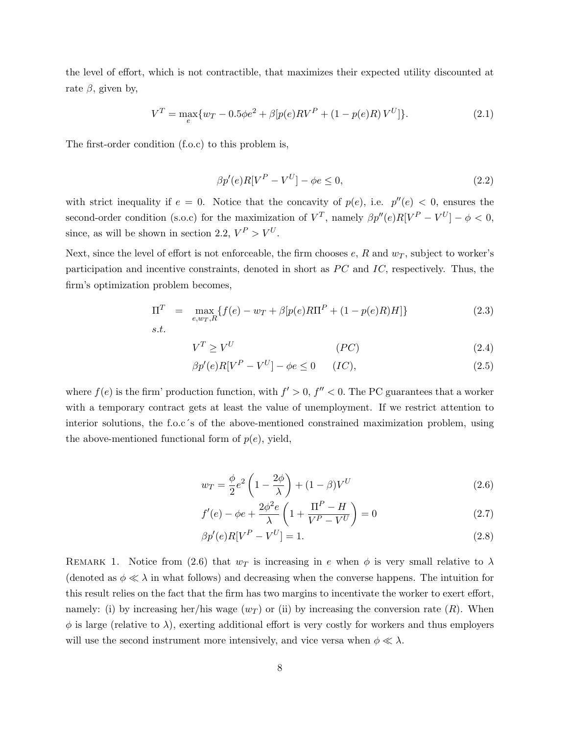the level of effort, which is not contractible, that maximizes their expected utility discounted at rate $\beta$, given by,

$$V^T = \max_e \{w_T - 0.5\phi e^2 + \beta[p(e)RV^P + (1 - p(e)R)\,V^U]\}. \tag{2.1}$$

The first-order condition (f.o.c) to this problem is,

$$\beta p'(e)R[V^P - V^U] - \phi e \leq 0, \tag{2.2}$$

with strict inequality if $e = 0$. Notice that the concavity of $p(e)$, i.e. $p''(e) < 0$, ensures the second-order condition (s.o.c) for the maximization of $V^T$, namely $\beta p''(e)R[V^P - V^U] - \phi < 0$, since, as will be shown in section 2.2, $V^P > V^U$.

Next, since the level of effort is not enforceable, the firm chooses $e$, $R$ and $w_T$, subject to worker's participation and incentive constraints, denoted in short as $PC$ and $IC$, respectively. Thus, the firm's optimization problem becomes,

$$\Pi^T = \max_{e,w_T,R} \{f(e) - w_T + \beta[p(e)R\Pi^P + (1 - p(e)R)H]\} \tag{2.3}$$

s.t.

$$V^T \geq V^U \qquad (PC) \tag{2.4}$$

$$\beta p'(e)R[V^P - V^U] - \phi e \leq 0 \qquad (IC), \tag{2.5}$$

where $f(e)$ is the firm' production function, with $f' > 0$, $f'' < 0$. The PC guarantees that a worker with a temporary contract gets at least the value of unemployment. If we restrict attention to interior solutions, the f.o.c´s of the above-mentioned constrained maximization problem, using the above-mentioned functional form of $p(e)$, yield,

$$w_T = \frac{\phi}{2}e^2\left(1 - \frac{2\phi}{\lambda}\right) + (1 - \beta)V^U \tag{2.6}$$

$$f'(e) - \phi e + \frac{2\phi^2 e}{\lambda}\left(1 + \frac{\Pi^P - H}{V^P - V^U}\right) = 0 \tag{2.7}$$

$$\beta p'(e)R[V^P - V^U] = 1. \tag{2.8}$$

Remark 1. Notice from (2.6) that $w_T$ is increasing in $e$ when $\phi$ is very small relative to $\lambda$ (denoted as $\phi \ll \lambda$ in what follows) and decreasing when the converse happens. The intuition for this result relies on the fact that the firm has two margins to incentivate the worker to exert effort, namely: (i) by increasing her/his wage ($w_T$) or (ii) by increasing the conversion rate ($R$). When $\phi$ is large (relative to $\lambda$), exerting additional effort is very costly for workers and thus employers will use the second instrument more intensively, and vice versa when $\phi \ll \lambda$.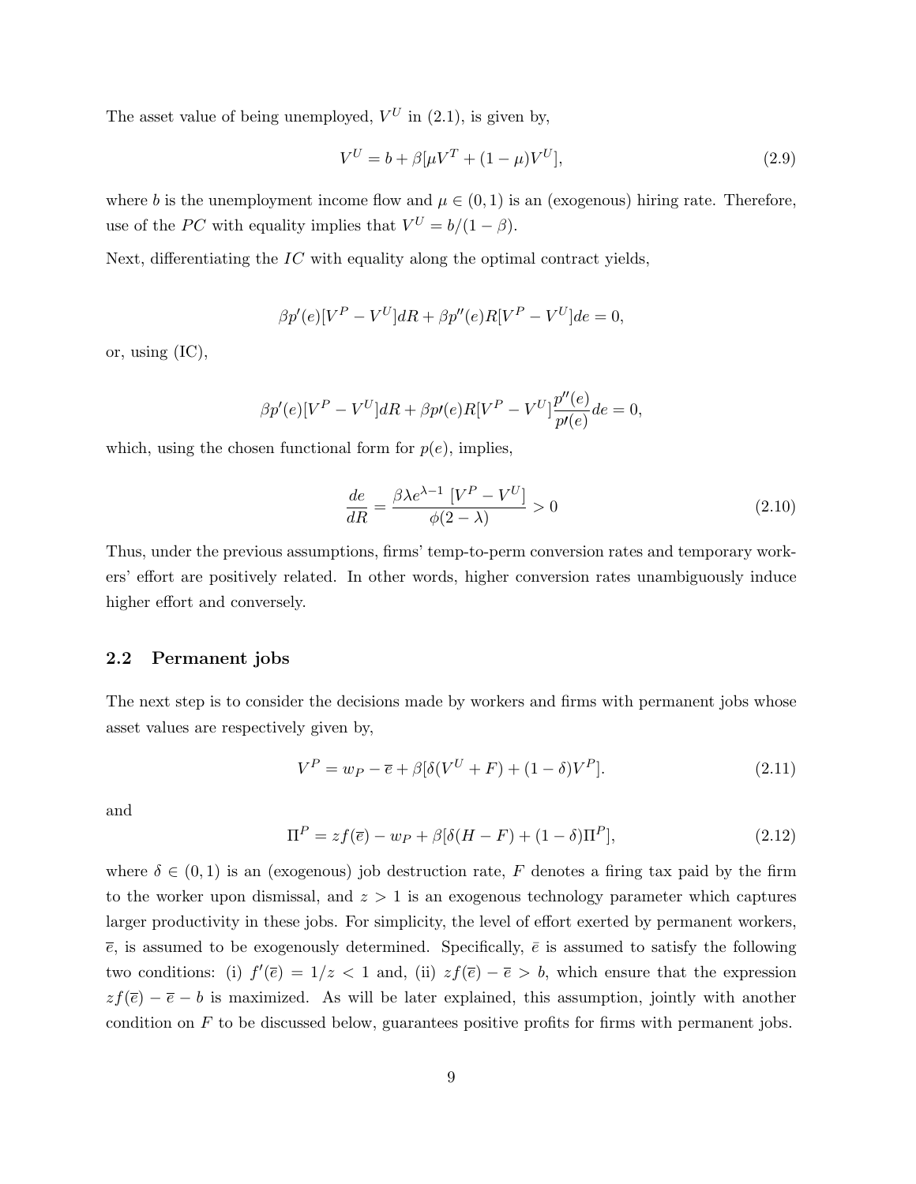The asset value of being unemployed, $V^U$ in (2.1), is given by,

$$V^U = b + \beta[\mu V^T + (1-\mu)V^U], \tag{2.9}$$

where $b$ is the unemployment income flow and $\mu \in (0,1)$ is an (exogenous) hiring rate. Therefore, use of the $PC$ with equality implies that $V^U = b/(1-\beta)$.

Next, differentiating the $IC$ with equality along the optimal contract yields,

$$\beta p'(e)[V^P - V^U]dR + \beta p''(e)R[V^P - V^U]de = 0,$$

or, using (IC),

$$\beta p'(e)[V^P - V^U]dR + \beta p\prime(e)R[V^P - V^U]\frac{p''(e)}{p\prime(e)}de = 0,$$

which, using the chosen functional form for $p(e)$, implies,

$$\frac{de}{dR} = \frac{\beta\lambda e^{\lambda-1}\,[V^P - V^U]}{\phi(2-\lambda)} > 0 \tag{2.10}$$

Thus, under the previous assumptions, firms' temp-to-perm conversion rates and temporary workers' effort are positively related. In other words, higher conversion rates unambiguously induce higher effort and conversely.

## 2.2 Permanent jobs

The next step is to consider the decisions made by workers and firms with permanent jobs whose asset values are respectively given by,

$$V^P = w_P - \overline{e} + \beta[\delta(V^U + F) + (1-\delta)V^P]. \tag{2.11}$$

and

$$\Pi^P = zf(\overline{e}) - w_P + \beta[\delta(H - F) + (1-\delta)\Pi^P], \tag{2.12}$$

where $\delta \in (0,1)$ is an (exogenous) job destruction rate, $F$ denotes a firing tax paid by the firm to the worker upon dismissal, and $z > 1$ is an exogenous technology parameter which captures larger productivity in these jobs. For simplicity, the level of effort exerted by permanent workers, $\overline{e}$, is assumed to be exogenously determined. Specifically, $\bar{e}$ is assumed to satisfy the following two conditions: (i) $f'(\overline{e}) = 1/z < 1$ and, (ii) $zf(\overline{e}) - \overline{e} > b$, which ensure that the expression $zf(\overline{e}) - \overline{e} - b$ is maximized. As will be later explained, this assumption, jointly with another condition on $F$ to be discussed below, guarantees positive profits for firms with permanent jobs.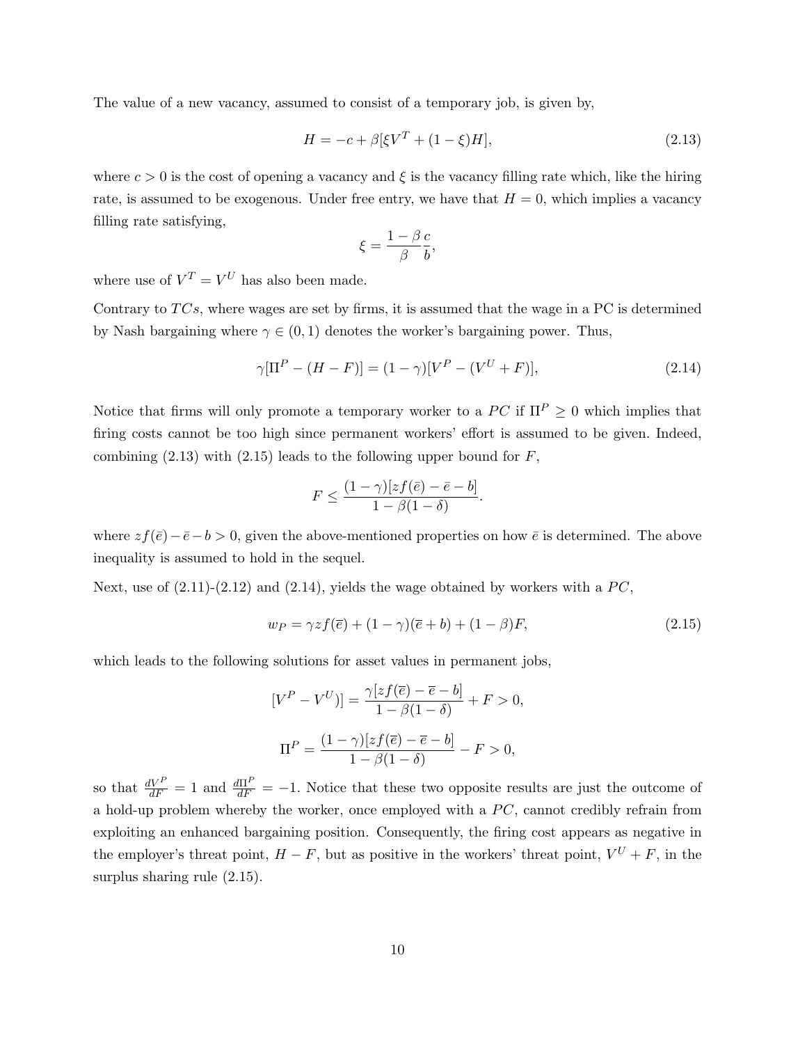The value of a new vacancy, assumed to consist of a temporary job, is given by,

$$H = -c + \beta[\xi V^T + (1-\xi)H], \tag{2.13}$$

where $c > 0$ is the cost of opening a vacancy and $\xi$ is the vacancy filling rate which, like the hiring rate, is assumed to be exogenous. Under free entry, we have that $H = 0$, which implies a vacancy filling rate satisfying,

$$\xi = \frac{1-\beta}{\beta}\frac{c}{b},$$

where use of $V^T = V^U$ has also been made.

Contrary to $TCs$, where wages are set by firms, it is assumed that the wage in a PC is determined by Nash bargaining where $\gamma \in (0,1)$ denotes the worker's bargaining power. Thus,

$$\gamma[\Pi^P - (H - F)] = (1-\gamma)[V^P - (V^U + F)], \tag{2.14}$$

Notice that firms will only promote a temporary worker to a $PC$ if $\Pi^P \geq 0$ which implies that firing costs cannot be too high since permanent workers' effort is assumed to be given. Indeed, combining (2.13) with (2.15) leads to the following upper bound for $F$,

$$F \leq \frac{(1-\gamma)[zf(\bar{e}) - \bar{e} - b]}{1-\beta(1-\delta)}.$$

where $zf(\bar{e}) - \bar{e} - b > 0$, given the above-mentioned properties on how $\bar{e}$ is determined. The above inequality is assumed to hold in the sequel.

Next, use of (2.11)-(2.12) and (2.14), yields the wage obtained by workers with a $PC$,

$$w_P = \gamma z f(\bar{e}) + (1-\gamma)(\bar{e} + b) + (1-\beta)F, \tag{2.15}$$

which leads to the following solutions for asset values in permanent jobs,

$$[V^P - V^U)] = \frac{\gamma[zf(\bar{e}) - \bar{e} - b]}{1-\beta(1-\delta)} + F > 0,$$

$$\Pi^P = \frac{(1-\gamma)[zf(\bar{e}) - \bar{e} - b]}{1-\beta(1-\delta)} - F > 0,$$

so that $\frac{dV^P}{dF} = 1$ and $\frac{d\Pi^P}{dF} = -1$. Notice that these two opposite results are just the outcome of a hold-up problem whereby the worker, once employed with a $PC$, cannot credibly refrain from exploiting an enhanced bargaining position. Consequently, the firing cost appears as negative in the employer's threat point, $H - F$, but as positive in the workers' threat point, $V^U + F$, in the surplus sharing rule (2.15).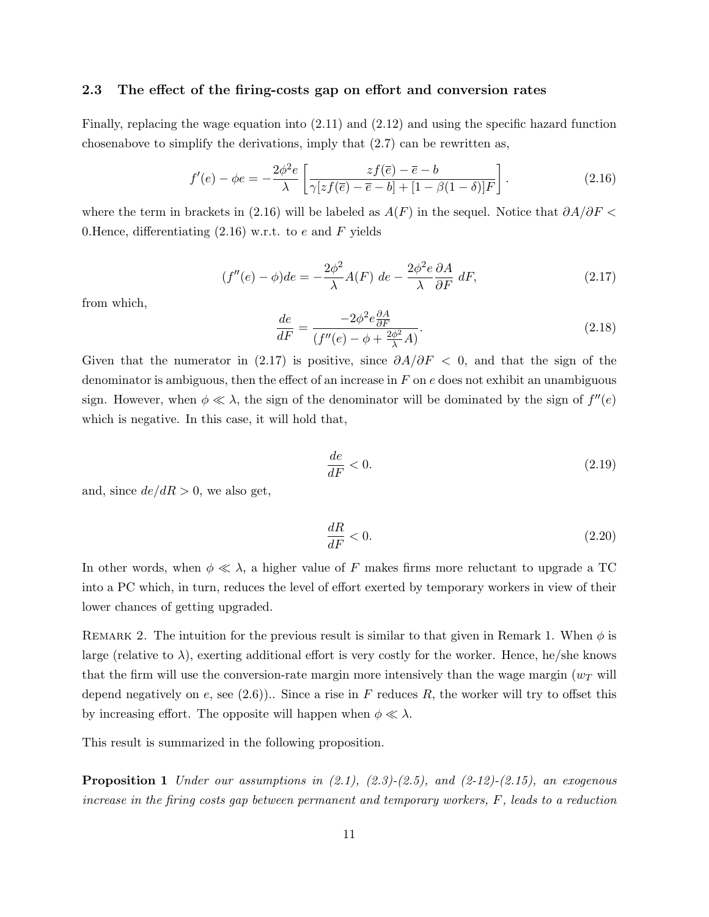### 2.3 The effect of the firing-costs gap on effort and conversion rates

Finally, replacing the wage equation into (2.11) and (2.12) and using the specific hazard function chosenabove to simplify the derivations, imply that (2.7) can be rewritten as,

$$f'(e) - \phi e = -\frac{2\phi^2 e}{\lambda}\left[\frac{zf(\overline{e}) - \overline{e} - b}{\gamma[zf(\overline{e}) - \overline{e} - b] + [1 - \beta(1-\delta)]F}\right]. \tag{2.16}$$

where the term in brackets in (2.16) will be labeled as $A(F)$ in the sequel. Notice that $\partial A/\partial F < 0$.Hence, differentiating (2.16) w.r.t. to $e$ and $F$ yields

$$(f''(e) - \phi)de = -\frac{2\phi^2}{\lambda}A(F)\ de - \frac{2\phi^2 e}{\lambda}\frac{\partial A}{\partial F}\ dF, \tag{2.17}$$

from which,

$$\frac{de}{dF} = \frac{-2\phi^2 e\frac{\partial A}{\partial F}}{(f''(e) - \phi + \frac{2\phi^2}{\lambda}A)}. \tag{2.18}$$

Given that the numerator in (2.17) is positive, since $\partial A/\partial F < 0$, and that the sign of the denominator is ambiguous, then the effect of an increase in $F$ on $e$ does not exhibit an unambiguous sign. However, when $\phi \ll \lambda$, the sign of the denominator will be dominated by the sign of $f''(e)$ which is negative. In this case, it will hold that,

$$\frac{de}{dF} < 0. \tag{2.19}$$

and, since $de/dR > 0$, we also get,

$$\frac{dR}{dF} < 0. \tag{2.20}$$

In other words, when $\phi \ll \lambda$, a higher value of $F$ makes firms more reluctant to upgrade a TC into a PC which, in turn, reduces the level of effort exerted by temporary workers in view of their lower chances of getting upgraded.

Remark 2. The intuition for the previous result is similar to that given in Remark 1. When $\phi$ is large (relative to $\lambda$), exerting additional effort is very costly for the worker. Hence, he/she knows that the firm will use the conversion-rate margin more intensively than the wage margin ($w_T$ will depend negatively on $e$, see (2.6)).. Since a rise in $F$ reduces $R$, the worker will try to offset this by increasing effort. The opposite will happen when $\phi \ll \lambda$.

This result is summarized in the following proposition.

**Proposition 1** *Under our assumptions in (2.1), (2.3)-(2.5), and (2-12)-(2.15), an exogenous increase in the firing costs gap between permanent and temporary workers, $F$, leads to a reduction*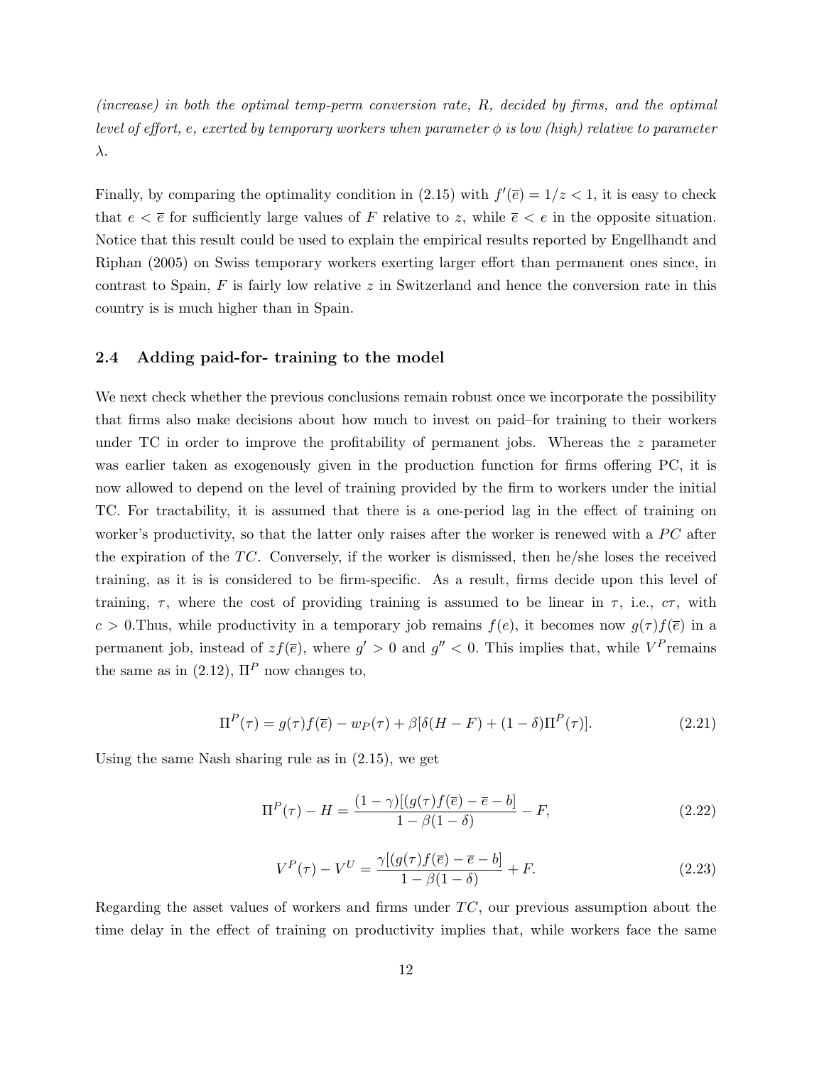*(increase) in both the optimal temp-perm conversion rate, R, decided by firms, and the optimal level of effort, e, exerted by temporary workers when parameter $\phi$ is low (high) relative to parameter $\lambda$.*

Finally, by comparing the optimality condition in (2.15) with $f'(\bar{e}) = 1/z < 1$, it is easy to check that $e < \bar{e}$ for sufficiently large values of $F$ relative to $z$, while $\bar{e} < e$ in the opposite situation. Notice that this result could be used to explain the empirical results reported by Engellhandt and Riphan (2005) on Swiss temporary workers exerting larger effort than permanent ones since, in contrast to Spain, $F$ is fairly low relative $z$ in Switzerland and hence the conversion rate in this country is is much higher than in Spain.

## 2.4 Adding paid-for- training to the model

We next check whether the previous conclusions remain robust once we incorporate the possibility that firms also make decisions about how much to invest on paid–for training to their workers under TC in order to improve the profitability of permanent jobs. Whereas the $z$ parameter was earlier taken as exogenously given in the production function for firms offering PC, it is now allowed to depend on the level of training provided by the firm to workers under the initial TC. For tractability, it is assumed that there is a one-period lag in the effect of training on worker's productivity, so that the latter only raises after the worker is renewed with a $PC$ after the expiration of the $TC$. Conversely, if the worker is dismissed, then he/she loses the received training, as it is is considered to be firm-specific. As a result, firms decide upon this level of training, $\tau$, where the cost of providing training is assumed to be linear in $\tau$, i.e., $c\tau$, with $c > 0$.Thus, while productivity in a temporary job remains $f(e)$, it becomes now $g(\tau)f(\bar{e})$ in a permanent job, instead of $zf(\bar{e})$, where $g' > 0$ and $g'' < 0$. This implies that, while $V^P$remains the same as in (2.12), $\Pi^P$ now changes to,

$$\Pi^P(\tau) = g(\tau)f(\bar{e}) - w_P(\tau) + \beta[\delta(H - F) + (1 - \delta)\Pi^P(\tau)]. \tag{2.21}$$

Using the same Nash sharing rule as in (2.15), we get

$$\Pi^P(\tau) - H = \frac{(1 - \gamma)[(g(\tau)f(\bar{e}) - \bar{e} - b]}{1 - \beta(1 - \delta)} - F, \tag{2.22}$$

$$V^P(\tau) - V^U = \frac{\gamma[(g(\tau)f(\bar{e}) - \bar{e} - b]}{1 - \beta(1 - \delta)} + F. \tag{2.23}$$

Regarding the asset values of workers and firms under $TC$, our previous assumption about the time delay in the effect of training on productivity implies that, while workers face the same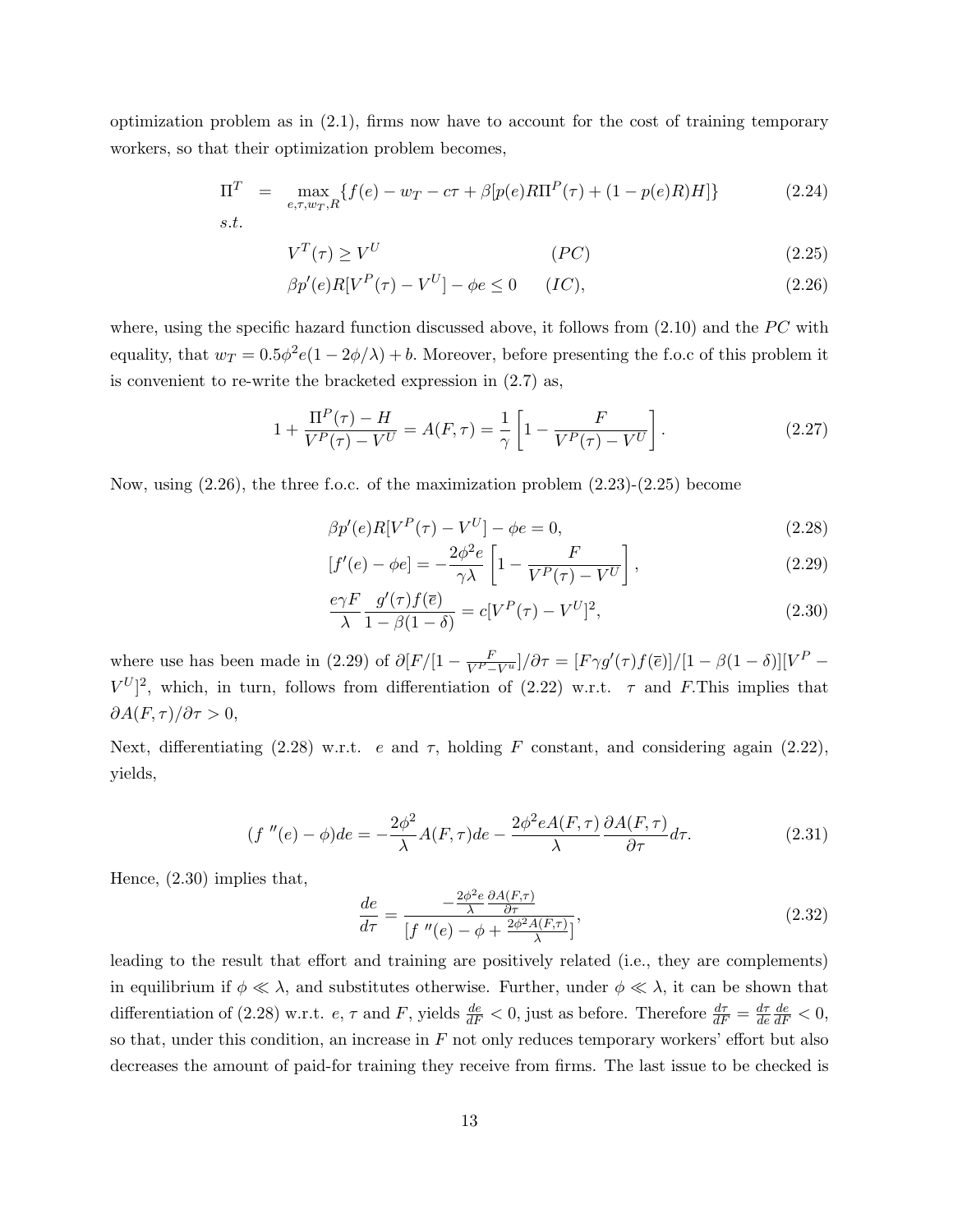optimization problem as in (2.1), firms now have to account for the cost of training temporary workers, so that their optimization problem becomes,

$$\Pi^T = \max_{e,\tau,w_T,R} \{f(e) - w_T - c\tau + \beta[p(e)R\Pi^P(\tau) + (1 - p(e)R)H]\} \tag{2.24}$$

s.t.

$$V^T(\tau) \geq V^U \qquad (PC) \tag{2.25}$$

$$\beta p'(e)R[V^P(\tau) - V^U] - \phi e \leq 0 \qquad (IC), \tag{2.26}$$

where, using the specific hazard function discussed above, it follows from (2.10) and the $PC$ with equality, that $w_T = 0.5\phi^2 e(1 - 2\phi/\lambda) + b$. Moreover, before presenting the f.o.c of this problem it is convenient to re-write the bracketed expression in (2.7) as,

$$1 + \frac{\Pi^P(\tau) - H}{V^P(\tau) - V^U} = A(F, \tau) = \frac{1}{\gamma}\left[1 - \frac{F}{V^P(\tau) - V^U}\right]. \tag{2.27}$$

Now, using (2.26), the three f.o.c. of the maximization problem (2.23)-(2.25) become

$$\beta p'(e)R[V^P(\tau) - V^U] - \phi e = 0, \tag{2.28}$$

$$[f'(e) - \phi e] = -\frac{2\phi^2 e}{\gamma\lambda}\left[1 - \frac{F}{V^P(\tau) - V^U}\right], \tag{2.29}$$

$$\frac{e\gamma F}{\lambda}\frac{g'(\tau)f(\overline{e})}{1 - \beta(1 - \delta)} = c[V^P(\tau) - V^U]^2, \tag{2.30}$$

where use has been made in (2.29) of $\partial[F/[1 - \frac{F}{V^P - V^u}]/\partial\tau = [F\gamma g'(\tau)f(\overline{e})]/[1 - \beta(1 - \delta)][V^P - V^U]^2$, which, in turn, follows from differentiation of (2.22) w.r.t. $\tau$ and $F$.This implies that $\partial A(F, \tau)/\partial\tau > 0$,

Next, differentiating (2.28) w.r.t. $e$ and $\tau$, holding $F$ constant, and considering again (2.22), yields,

$$(f''(e) - \phi)de = -\frac{2\phi^2}{\lambda}A(F, \tau)de - \frac{2\phi^2 e A(F, \tau)}{\lambda}\frac{\partial A(F, \tau)}{\partial\tau}d\tau. \tag{2.31}$$

Hence, (2.30) implies that,

$$\frac{de}{d\tau} = \frac{-\frac{2\phi^2 e}{\lambda}\frac{\partial A(F,\tau)}{\partial\tau}}{[f''(e) - \phi + \frac{2\phi^2 A(F,\tau)}{\lambda}]}, \tag{2.32}$$

leading to the result that effort and training are positively related (i.e., they are complements) in equilibrium if $\phi \ll \lambda$, and substitutes otherwise. Further, under $\phi \ll \lambda$, it can be shown that differentiation of (2.28) w.r.t. $e$, $\tau$ and $F$, yields $\frac{de}{dF} < 0$, just as before. Therefore $\frac{d\tau}{dF} = \frac{d\tau}{de}\frac{de}{dF} < 0$, so that, under this condition, an increase in $F$ not only reduces temporary workers' effort but also decreases the amount of paid-for training they receive from firms. The last issue to be checked is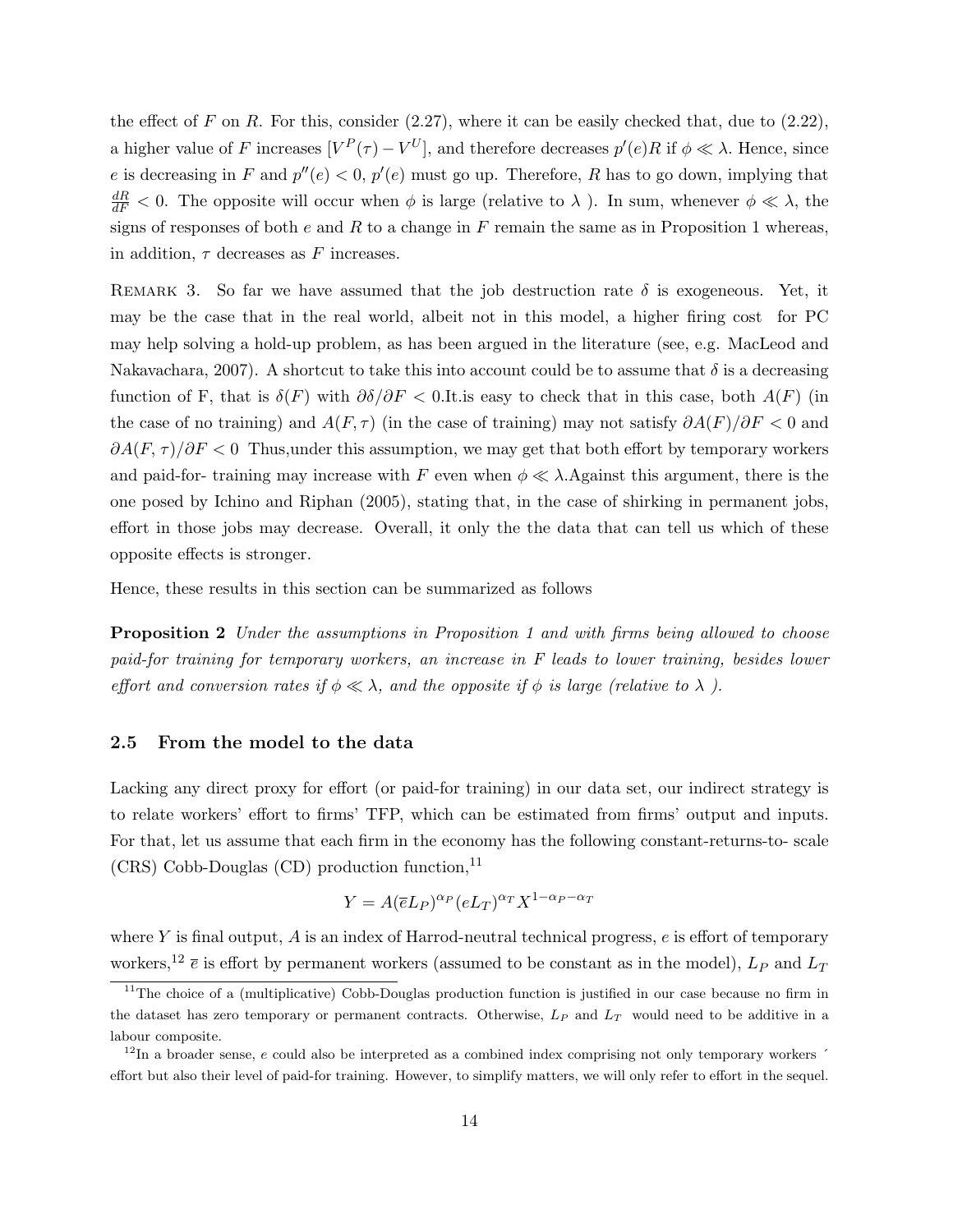the effect of $F$ on $R$. For this, consider (2.27), where it can be easily checked that, due to (2.22), a higher value of $F$ increases $[V^P(\tau) - V^U]$, and therefore decreases $p'(e)R$ if $\phi \ll \lambda$. Hence, since $e$ is decreasing in $F$ and $p''(e) < 0$, $p'(e)$ must go up. Therefore, $R$ has to go down, implying that $\frac{dR}{dF} < 0$. The opposite will occur when $\phi$ is large (relative to $\lambda$ ). In sum, whenever $\phi \ll \lambda$, the signs of responses of both $e$ and $R$ to a change in $F$ remain the same as in Proposition 1 whereas, in addition, $\tau$ decreases as $F$ increases.

Remark 3. So far we have assumed that the job destruction rate $\delta$ is exogeneous. Yet, it may be the case that in the real world, albeit not in this model, a higher firing cost for PC may help solving a hold-up problem, as has been argued in the literature (see, e.g. MacLeod and Nakavachara, 2007). A shortcut to take this into account could be to assume that $\delta$ is a decreasing function of F, that is $\delta(F)$ with $\partial\delta/\partial F < 0$.It.is easy to check that in this case, both $A(F)$ (in the case of no training) and $A(F, \tau)$ (in the case of training) may not satisfy $\partial A(F)/\partial F < 0$ and $\partial A(F, \tau)/\partial F < 0$ Thus,under this assumption, we may get that both effort by temporary workers and paid-for- training may increase with $F$ even when $\phi \ll \lambda$.Against this argument, there is the one posed by Ichino and Riphan (2005), stating that, in the case of shirking in permanent jobs, effort in those jobs may decrease. Overall, it only the the data that can tell us which of these opposite effects is stronger.

Hence, these results in this section can be summarized as follows

**Proposition 2** *Under the assumptions in Proposition 1 and with firms being allowed to choose paid-for training for temporary workers, an increase in $F$ leads to lower training, besides lower effort and conversion rates if $\phi \ll \lambda$, and the opposite if $\phi$ is large (relative to $\lambda$ ).*

### 2.5 From the model to the data

Lacking any direct proxy for effort (or paid-for training) in our data set, our indirect strategy is to relate workers' effort to firms' TFP, which can be estimated from firms' output and inputs. For that, let us assume that each firm in the economy has the following constant-returns-to- scale (CRS) Cobb-Douglas (CD) production function,[11]

$$Y = A(\bar{e}L_P)^{\alpha_P}(eL_T)^{\alpha_T}X^{1-\alpha_P-\alpha_T}$$

where $Y$ is final output, $A$ is an index of Harrod-neutral technical progress, $e$ is effort of temporary workers,[12] $\bar{e}$ is effort by permanent workers (assumed to be constant as in the model), $L_P$ and $L_T$

[11] The choice of a (multiplicative) Cobb-Douglas production function is justified in our case because no firm in the dataset has zero temporary or permanent contracts. Otherwise, $L_P$ and $L_T$ would need to be additive in a labour composite.

[12] In a broader sense, $e$ could also be interpreted as a combined index comprising not only temporary workers ´ effort but also their level of paid-for training. However, to simplify matters, we will only refer to effort in the sequel.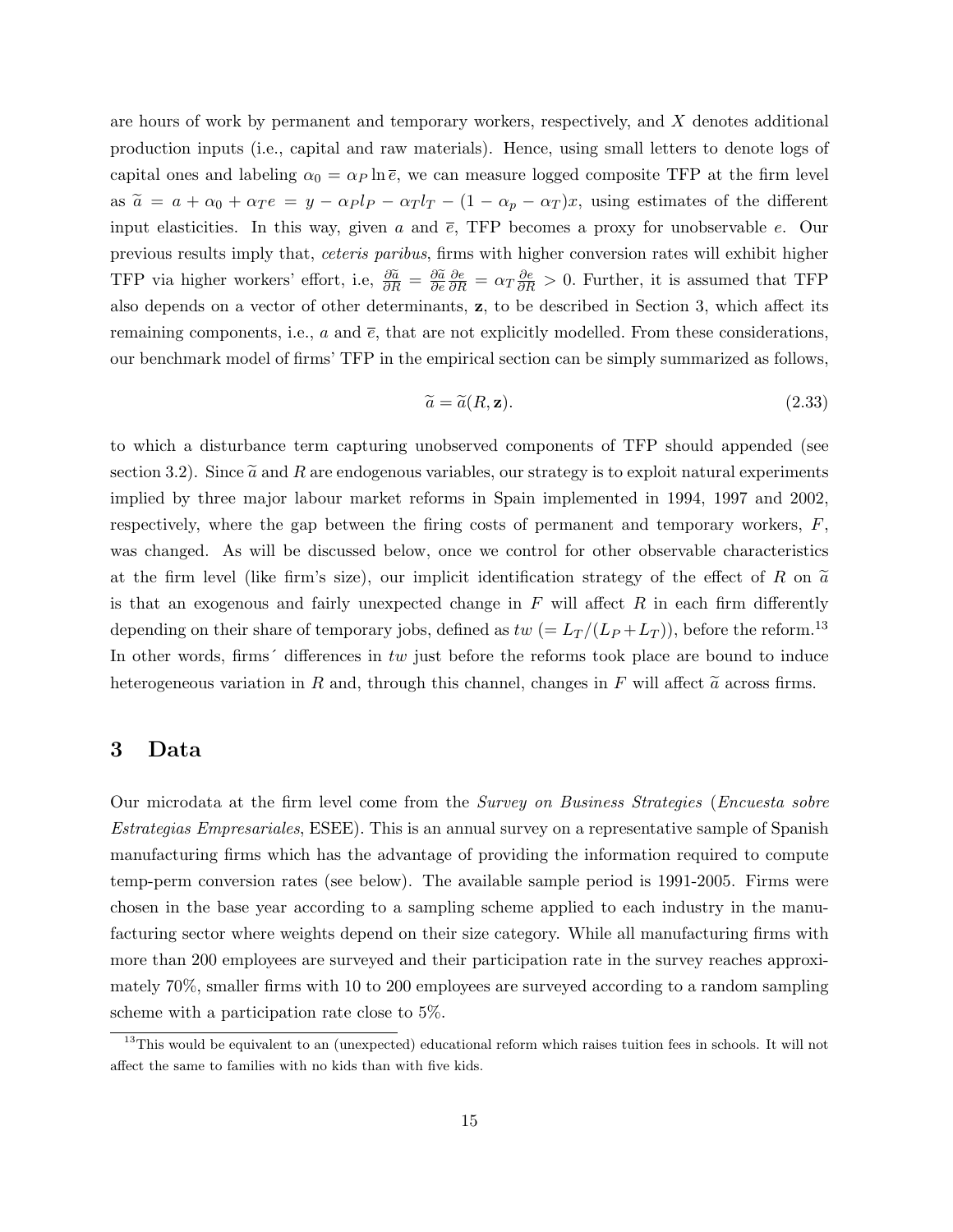are hours of work by permanent and temporary workers, respectively, and $X$ denotes additional production inputs (i.e., capital and raw materials). Hence, using small letters to denote logs of capital ones and labeling $\alpha_0 = \alpha_P \ln \overline{e}$, we can measure logged composite TFP at the firm level as $\widetilde{a} = a + \alpha_0 + \alpha_T e = y - \alpha_P l_P - \alpha_T l_T - (1 - \alpha_p - \alpha_T)x$, using estimates of the different input elasticities. In this way, given $a$ and $\overline{e}$, TFP becomes a proxy for unobservable $e$. Our previous results imply that, *ceteris paribus*, firms with higher conversion rates will exhibit higher TFP via higher workers' effort, i.e, $\frac{\partial \widetilde{a}}{\partial R} = \frac{\partial \widetilde{a}}{\partial e}\frac{\partial e}{\partial R} = \alpha_T \frac{\partial e}{\partial R} > 0$. Further, it is assumed that TFP also depends on a vector of other determinants, $\mathbf{z}$, to be described in Section 3, which affect its remaining components, i.e., $a$ and $\overline{e}$, that are not explicitly modelled. From these considerations, our benchmark model of firms' TFP in the empirical section can be simply summarized as follows,

$$\widetilde{a} = \widetilde{a}(R, \mathbf{z}). \tag{2.33}$$

to which a disturbance term capturing unobserved components of TFP should appended (see section 3.2). Since $\widetilde{a}$ and $R$ are endogenous variables, our strategy is to exploit natural experiments implied by three major labour market reforms in Spain implemented in 1994, 1997 and 2002, respectively, where the gap between the firing costs of permanent and temporary workers, $F$, was changed. As will be discussed below, once we control for other observable characteristics at the firm level (like firm's size), our implicit identification strategy of the effect of $R$ on $\widetilde{a}$ is that an exogenous and fairly unexpected change in $F$ will affect $R$ in each firm differently depending on their share of temporary jobs, defined as $tw$ $(= L_T/(L_P + L_T))$, before the reform.[13] In other words, firms´ differences in $tw$ just before the reforms took place are bound to induce heterogeneous variation in $R$ and, through this channel, changes in $F$ will affect $\widetilde{a}$ across firms.

# 3 Data

Our microdata at the firm level come from the *Survey on Business Strategies* (*Encuesta sobre Estrategias Empresariales*, ESEE). This is an annual survey on a representative sample of Spanish manufacturing firms which has the advantage of providing the information required to compute temp-perm conversion rates (see below). The available sample period is 1991-2005. Firms were chosen in the base year according to a sampling scheme applied to each industry in the manufacturing sector where weights depend on their size category. While all manufacturing firms with more than 200 employees are surveyed and their participation rate in the survey reaches approximately 70%, smaller firms with 10 to 200 employees are surveyed according to a random sampling scheme with a participation rate close to 5%.

[13] This would be equivalent to an (unexpected) educational reform which raises tuition fees in schools. It will not affect the same to families with no kids than with five kids.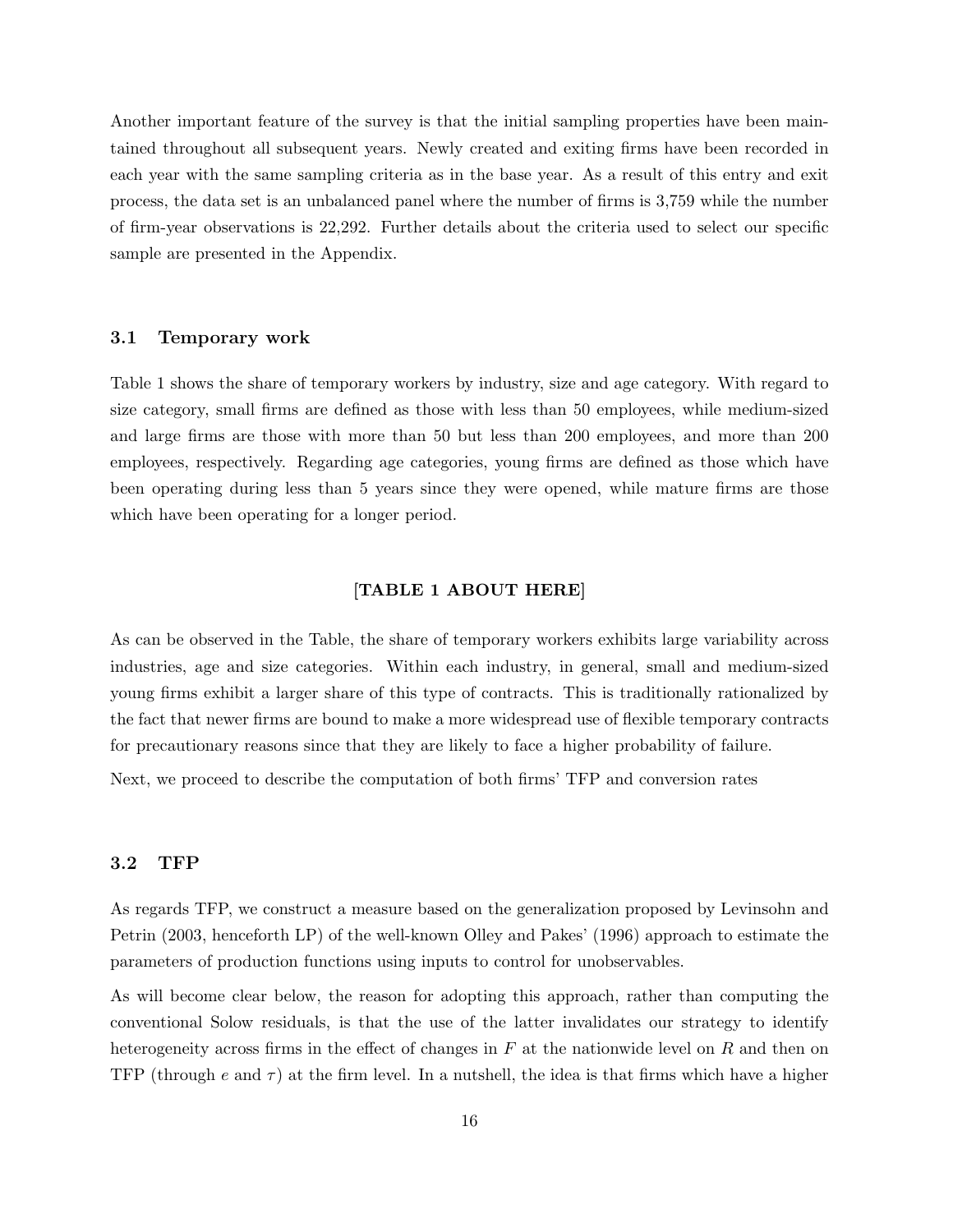Another important feature of the survey is that the initial sampling properties have been maintained throughout all subsequent years. Newly created and exiting firms have been recorded in each year with the same sampling criteria as in the base year. As a result of this entry and exit process, the data set is an unbalanced panel where the number of firms is 3,759 while the number of firm-year observations is 22,292. Further details about the criteria used to select our specific sample are presented in the Appendix.

### 3.1 Temporary work

Table 1 shows the share of temporary workers by industry, size and age category. With regard to size category, small firms are defined as those with less than 50 employees, while medium-sized and large firms are those with more than 50 but less than 200 employees, and more than 200 employees, respectively. Regarding age categories, young firms are defined as those which have been operating during less than 5 years since they were opened, while mature firms are those which have been operating for a longer period.

**[TABLE 1 ABOUT HERE]**

As can be observed in the Table, the share of temporary workers exhibits large variability across industries, age and size categories. Within each industry, in general, small and medium-sized young firms exhibit a larger share of this type of contracts. This is traditionally rationalized by the fact that newer firms are bound to make a more widespread use of flexible temporary contracts for precautionary reasons since that they are likely to face a higher probability of failure.

Next, we proceed to describe the computation of both firms' TFP and conversion rates

### 3.2 TFP

As regards TFP, we construct a measure based on the generalization proposed by Levinsohn and Petrin (2003, henceforth LP) of the well-known Olley and Pakes' (1996) approach to estimate the parameters of production functions using inputs to control for unobservables.

As will become clear below, the reason for adopting this approach, rather than computing the conventional Solow residuals, is that the use of the latter invalidates our strategy to identify heterogeneity across firms in the effect of changes in $F$ at the nationwide level on $R$ and then on TFP (through $e$ and $\tau$) at the firm level. In a nutshell, the idea is that firms which have a higher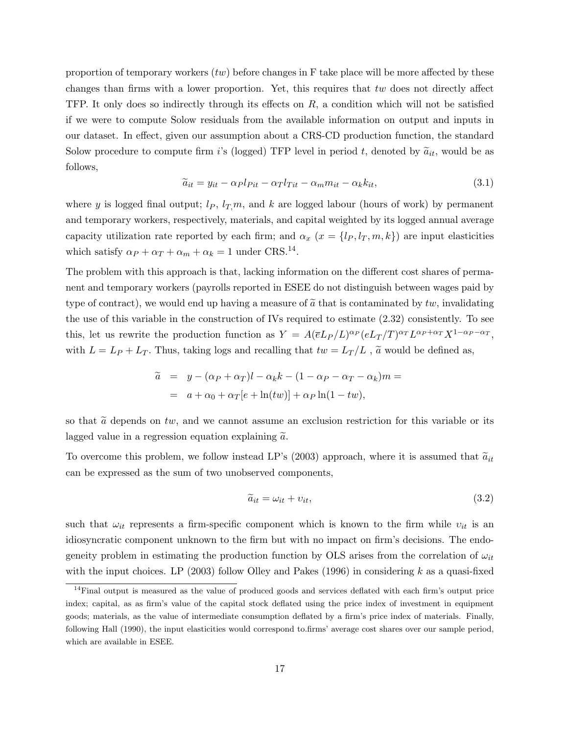proportion of temporary workers ($tw$) before changes in F take place will be more affected by these changes than firms with a lower proportion. Yet, this requires that $tw$ does not directly affect TFP. It only does so indirectly through its effects on $R$, a condition which will not be satisfied if we were to compute Solow residuals from the available information on output and inputs in our dataset. In effect, given our assumption about a CRS-CD production function, the standard Solow procedure to compute firm $i$'s (logged) TFP level in period $t$, denoted by $\widetilde{a}_{it}$, would be as follows,

$$\widetilde{a}_{it} = y_{it} - \alpha_P l_{Pit} - \alpha_T l_{Tit} - \alpha_m m_{it} - \alpha_k k_{it}, \tag{3.1}$$

where $y$ is logged final output; $l_P$, $l_T$, $m$, and $k$ are logged labour (hours of work) by permanent and temporary workers, respectively, materials, and capital weighted by its logged annual average capacity utilization rate reported by each firm; and $\alpha_x$ ($x = \{l_P, l_T, m, k\}$) are input elasticities which satisfy $\alpha_P + \alpha_T + \alpha_m + \alpha_k = 1$ under CRS.[14].

The problem with this approach is that, lacking information on the different cost shares of permanent and temporary workers (payrolls reported in ESEE do not distinguish between wages paid by type of contract), we would end up having a measure of $\widetilde{a}$ that is contaminated by $tw$, invalidating the use of this variable in the construction of IVs required to estimate (2.32) consistently. To see this, let us rewrite the production function as $Y = A(\overline{e}L_P/L)^{\alpha_P}(eL_T/T)^{\alpha_T}L^{\alpha_P+\alpha_T}X^{1-\alpha_P-\alpha_T}$, with $L = L_P + L_T$. Thus, taking logs and recalling that $tw = L_T/L$ , $\widetilde{a}$ would be defined as,

$$\begin{aligned}
\widetilde{a} &= y - (\alpha_P + \alpha_T)l - \alpha_k k - (1 - \alpha_P - \alpha_T - \alpha_k)m = \\
&= a + \alpha_0 + \alpha_T[e + \ln(tw)] + \alpha_P \ln(1 - tw),
\end{aligned}$$

so that $\widetilde{a}$ depends on $tw$, and we cannot assume an exclusion restriction for this variable or its lagged value in a regression equation explaining $\widetilde{a}$.

To overcome this problem, we follow instead LP's (2003) approach, where it is assumed that $\widetilde{a}_{it}$ can be expressed as the sum of two unobserved components,

$$\widetilde{a}_{it} = \omega_{it} + \upsilon_{it}, \tag{3.2}$$

such that $\omega_{it}$ represents a firm-specific component which is known to the firm while $\upsilon_{it}$ is an idiosyncratic component unknown to the firm but with no impact on firm's decisions. The endogeneity problem in estimating the production function by OLS arises from the correlation of $\omega_{it}$ with the input choices. LP (2003) follow Olley and Pakes (1996) in considering $k$ as a quasi-fixed

[14]Final output is measured as the value of produced goods and services deflated with each firm's output price index; capital, as as firm's value of the capital stock deflated using the price index of investment in equipment goods; materials, as the value of intermediate consumption deflated by a firm's price index of materials. Finally, following Hall (1990), the input elasticities would correspond to.firms' average cost shares over our sample period, which are available in ESEE.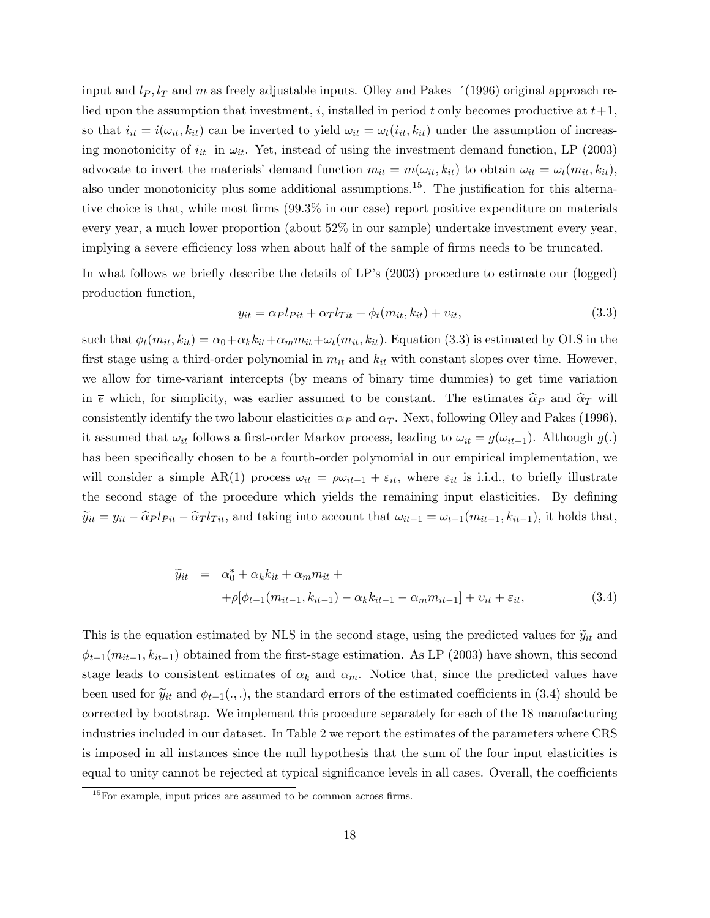input and $l_P, l_T$ and $m$ as freely adjustable inputs. Olley and Pakes ´(1996) original approach relied upon the assumption that investment, $i$, installed in period $t$ only becomes productive at $t+1$, so that $i_{it} = i(\omega_{it}, k_{it})$ can be inverted to yield $\omega_{it} = \omega_t(i_{it}, k_{it})$ under the assumption of increasing monotonicity of $i_{it}$ in $\omega_{it}$. Yet, instead of using the investment demand function, LP (2003) advocate to invert the materials' demand function $m_{it} = m(\omega_{it}, k_{it})$ to obtain $\omega_{it} = \omega_t(m_{it}, k_{it})$, also under monotonicity plus some additional assumptions.[15]. The justification for this alternative choice is that, while most firms (99.3% in our case) report positive expenditure on materials every year, a much lower proportion (about 52% in our sample) undertake investment every year, implying a severe efficiency loss when about half of the sample of firms needs to be truncated.

In what follows we briefly describe the details of LP's (2003) procedure to estimate our (logged) production function,

$$y_{it} = \alpha_P l_{Pit} + \alpha_T l_{Tit} + \phi_t(m_{it}, k_{it}) + \upsilon_{it}, \tag{3.3}$$

such that $\phi_t(m_{it}, k_{it}) = \alpha_0 + \alpha_k k_{it} + \alpha_m m_{it} + \omega_t(m_{it}, k_{it})$. Equation (3.3) is estimated by OLS in the first stage using a third-order polynomial in $m_{it}$ and $k_{it}$ with constant slopes over time. However, we allow for time-variant intercepts (by means of binary time dummies) to get time variation in $\overline{e}$ which, for simplicity, was earlier assumed to be constant. The estimates $\widehat{\alpha}_P$ and $\widehat{\alpha}_T$ will consistently identify the two labour elasticities $\alpha_P$ and $\alpha_T$. Next, following Olley and Pakes (1996), it assumed that $\omega_{it}$ follows a first-order Markov process, leading to $\omega_{it} = g(\omega_{it-1})$. Although $g(.)$ has been specifically chosen to be a fourth-order polynomial in our empirical implementation, we will consider a simple AR(1) process $\omega_{it} = \rho\omega_{it-1} + \varepsilon_{it}$, where $\varepsilon_{it}$ is i.i.d., to briefly illustrate the second stage of the procedure which yields the remaining input elasticities. By defining $\widetilde{y}_{it} = y_{it} - \widehat{\alpha}_P l_{Pit} - \widehat{\alpha}_T l_{Tit}$, and taking into account that $\omega_{it-1} = \omega_{t-1}(m_{it-1}, k_{it-1})$, it holds that,

$$\begin{aligned} \widetilde{y}_{it} &= \alpha_0^* + \alpha_k k_{it} + \alpha_m m_{it} + \\ &+ \rho[\phi_{t-1}(m_{it-1}, k_{it-1}) - \alpha_k k_{it-1} - \alpha_m m_{it-1}] + \upsilon_{it} + \varepsilon_{it}, \end{aligned} \tag{3.4}$$

This is the equation estimated by NLS in the second stage, using the predicted values for $\widetilde{y}_{it}$ and $\phi_{t-1}(m_{it-1}, k_{it-1})$ obtained from the first-stage estimation. As LP (2003) have shown, this second stage leads to consistent estimates of $\alpha_k$ and $\alpha_m$. Notice that, since the predicted values have been used for $\widetilde{y}_{it}$ and $\phi_{t-1}(.,.)$, the standard errors of the estimated coefficients in (3.4) should be corrected by bootstrap. We implement this procedure separately for each of the 18 manufacturing industries included in our dataset. In Table 2 we report the estimates of the parameters where CRS is imposed in all instances since the null hypothesis that the sum of the four input elasticities is equal to unity cannot be rejected at typical significance levels in all cases. Overall, the coefficients

[15] For example, input prices are assumed to be common across firms.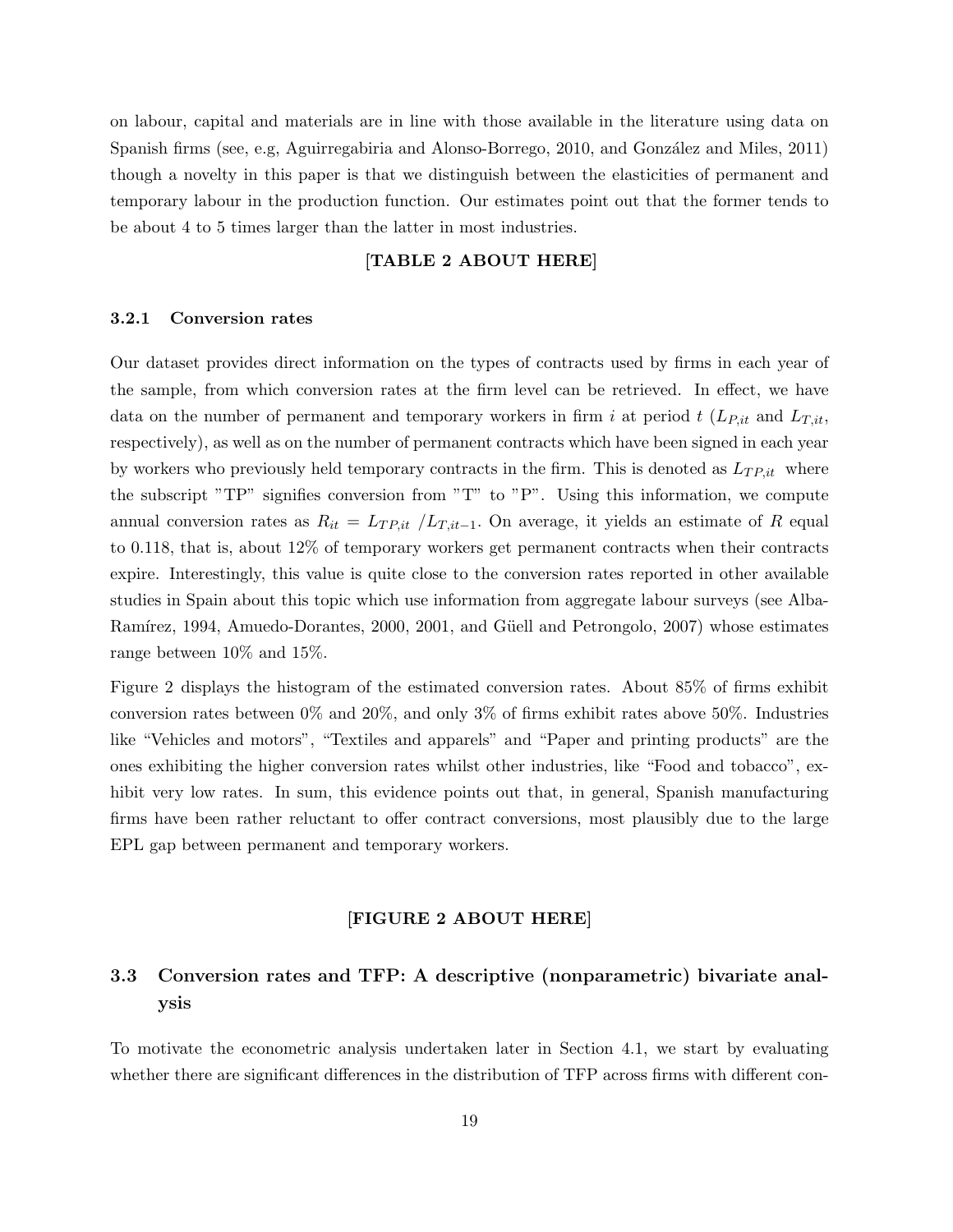on labour, capital and materials are in line with those available in the literature using data on Spanish firms (see, e.g, Aguirregabiria and Alonso-Borrego, 2010, and González and Miles, 2011) though a novelty in this paper is that we distinguish between the elasticities of permanent and temporary labour in the production function. Our estimates point out that the former tends to be about 4 to 5 times larger than the latter in most industries.

**[TABLE 2 ABOUT HERE]**

### 3.2.1 Conversion rates

Our dataset provides direct information on the types of contracts used by firms in each year of the sample, from which conversion rates at the firm level can be retrieved. In effect, we have data on the number of permanent and temporary workers in firm $i$ at period $t$ ($L_{P,it}$ and $L_{T,it}$, respectively), as well as on the number of permanent contracts which have been signed in each year by workers who previously held temporary contracts in the firm. This is denoted as $L_{TP,it}$ where the subscript "TP" signifies conversion from "T" to "P". Using this information, we compute annual conversion rates as $R_{it} = L_{TP,it} / L_{T,it-1}$. On average, it yields an estimate of $R$ equal to 0.118, that is, about 12% of temporary workers get permanent contracts when their contracts expire. Interestingly, this value is quite close to the conversion rates reported in other available studies in Spain about this topic which use information from aggregate labour surveys (see Alba-Ramírez, 1994, Amuedo-Dorantes, 2000, 2001, and Güell and Petrongolo, 2007) whose estimates range between 10% and 15%.

Figure 2 displays the histogram of the estimated conversion rates. About 85% of firms exhibit conversion rates between 0% and 20%, and only 3% of firms exhibit rates above 50%. Industries like "Vehicles and motors", "Textiles and apparels" and "Paper and printing products" are the ones exhibiting the higher conversion rates whilst other industries, like "Food and tobacco", exhibit very low rates. In sum, this evidence points out that, in general, Spanish manufacturing firms have been rather reluctant to offer contract conversions, most plausibly due to the large EPL gap between permanent and temporary workers.

**[FIGURE 2 ABOUT HERE]**

## 3.3 Conversion rates and TFP: A descriptive (nonparametric) bivariate analysis

To motivate the econometric analysis undertaken later in Section 4.1, we start by evaluating whether there are significant differences in the distribution of TFP across firms with different con-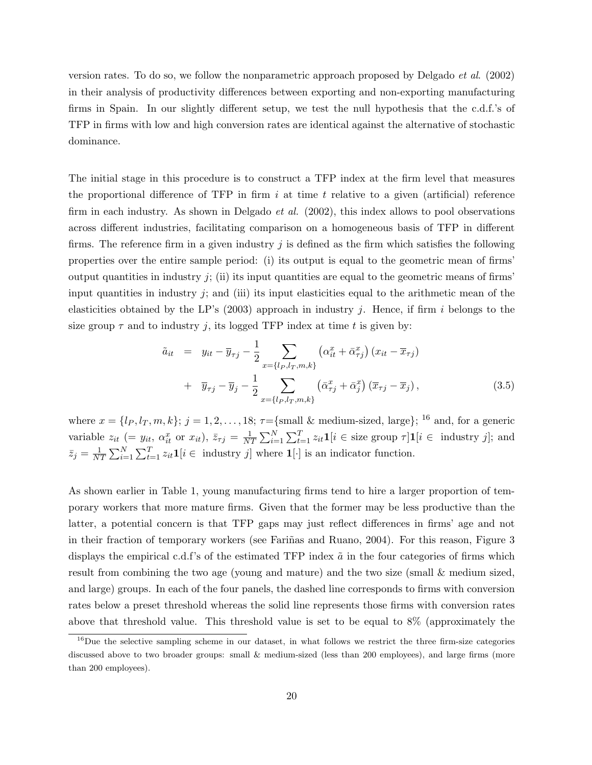version rates. To do so, we follow the nonparametric approach proposed by Delgado *et al.* (2002) in their analysis of productivity differences between exporting and non-exporting manufacturing firms in Spain. In our slightly different setup, we test the null hypothesis that the c.d.f.'s of TFP in firms with low and high conversion rates are identical against the alternative of stochastic dominance.

The initial stage in this procedure is to construct a TFP index at the firm level that measures the proportional difference of TFP in firm $i$ at time $t$ relative to a given (artificial) reference firm in each industry. As shown in Delgado *et al.* (2002), this index allows to pool observations across different industries, facilitating comparison on a homogeneous basis of TFP in different firms. The reference firm in a given industry $j$ is defined as the firm which satisfies the following properties over the entire sample period: (i) its output is equal to the geometric mean of firms' output quantities in industry $j$; (ii) its input quantities are equal to the geometric means of firms' input quantities in industry $j$; and (iii) its input elasticities equal to the arithmetic mean of the elasticities obtained by the LP's (2003) approach in industry $j$. Hence, if firm $i$ belongs to the size group $\tau$ and to industry $j$, its logged TFP index at time $t$ is given by:

$$
\begin{aligned}
\tilde{a}_{it} &= y_{it} - \overline{y}_{\tau j} - \frac{1}{2} \sum_{x=\{l_P, l_T, m, k\}} \left(\alpha^x_{it} + \bar{\alpha}^x_{\tau j}\right)\left(x_{it} - \overline{x}_{\tau j}\right) \\
&+ \overline{y}_{\tau j} - \overline{y}_j - \frac{1}{2} \sum_{x=\{l_P, l_T, m, k\}} \left(\bar{\alpha}^x_{\tau j} + \bar{\alpha}^x_j\right)\left(\overline{x}_{\tau j} - \overline{x}_j\right),
\end{aligned} \tag{3.5}
$$

where $x = \{l_P, l_T, m, k\}$; $j = 1, 2, \ldots, 18$; $\tau$={small & medium-sized, large}; [16] and, for a generic variable $z_{it}$ ($= y_{it}$, $\alpha^x_{it}$ or $x_{it}$), $\bar{z}_{\tau j} = \frac{1}{NT}\sum_{i=1}^{N}\sum_{t=1}^{T} z_{it}\mathbf{1}[i \in \text{size group } \tau]\mathbf{1}[i \in \text{ industry } j]$; and $\bar{z}_j = \frac{1}{NT}\sum_{i=1}^{N}\sum_{t=1}^{T} z_{it}\mathbf{1}[i \in \text{ industry } j]$ where $\mathbf{1}[\cdot]$ is an indicator function.

As shown earlier in Table 1, young manufacturing firms tend to hire a larger proportion of temporary workers that more mature firms. Given that the former may be less productive than the latter, a potential concern is that TFP gaps may just reflect differences in firms' age and not in their fraction of temporary workers (see Fariñas and Ruano, 2004). For this reason, Figure 3 displays the empirical c.d.f's of the estimated TFP index $\tilde{a}$ in the four categories of firms which result from combining the two age (young and mature) and the two size (small & medium sized, and large) groups. In each of the four panels, the dashed line corresponds to firms with conversion rates below a preset threshold whereas the solid line represents those firms with conversion rates above that threshold value. This threshold value is set to be equal to 8% (approximately the

[16] Due the selective sampling scheme in our dataset, in what follows we restrict the three firm-size categories discussed above to two broader groups: small & medium-sized (less than 200 employees), and large firms (more than 200 employees).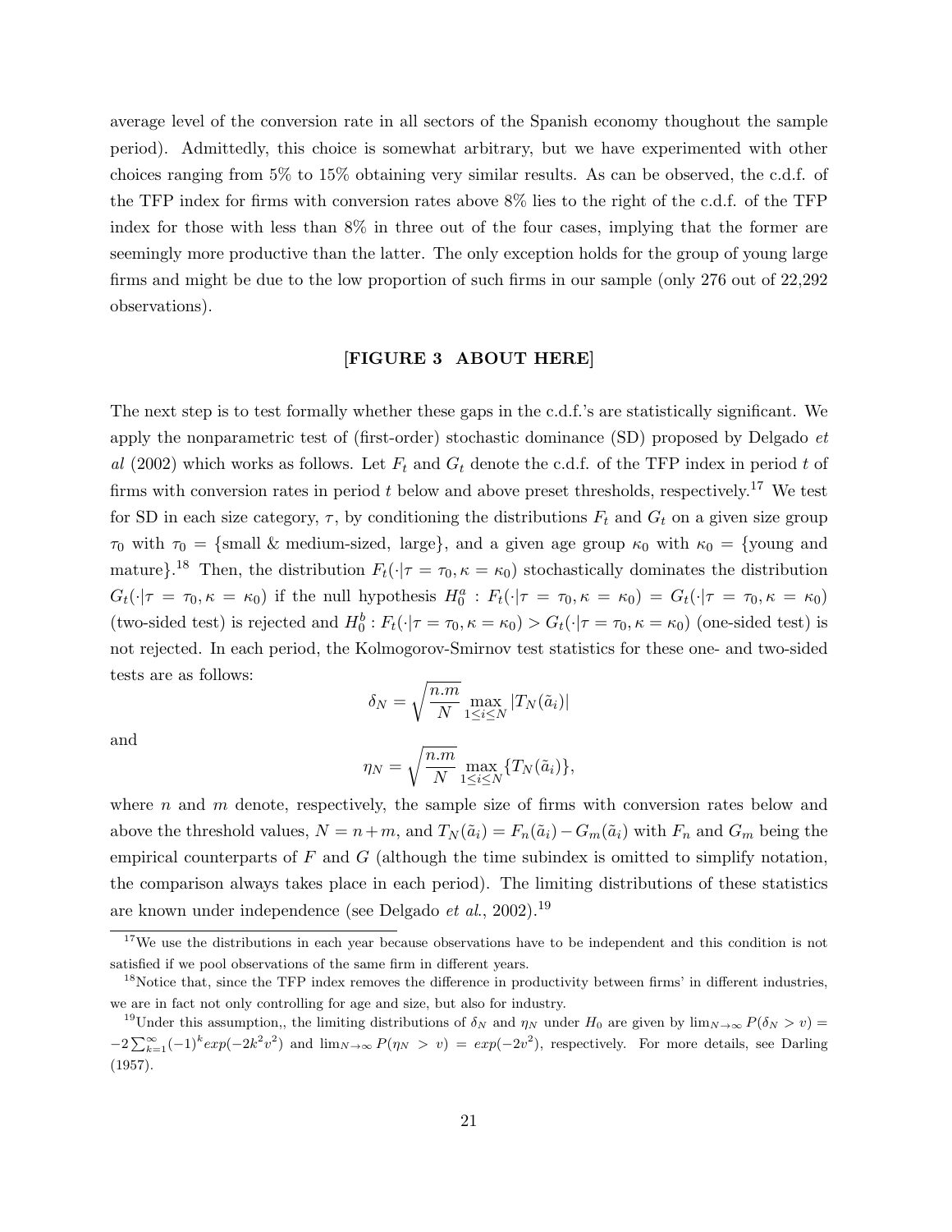average level of the conversion rate in all sectors of the Spanish economy thoughout the sample period). Admittedly, this choice is somewhat arbitrary, but we have experimented with other choices ranging from 5% to 15% obtaining very similar results. As can be observed, the c.d.f. of the TFP index for firms with conversion rates above 8% lies to the right of the c.d.f. of the TFP index for those with less than 8% in three out of the four cases, implying that the former are seemingly more productive than the latter. The only exception holds for the group of young large firms and might be due to the low proportion of such firms in our sample (only 276 out of 22,292 observations).

**[FIGURE 3 ABOUT HERE]**

The next step is to test formally whether these gaps in the c.d.f.'s are statistically significant. We apply the nonparametric test of (first-order) stochastic dominance (SD) proposed by Delgado *et al* (2002) which works as follows. Let $F_t$ and $G_t$ denote the c.d.f. of the TFP index in period $t$ of firms with conversion rates in period $t$ below and above preset thresholds, respectively.[17] We test for SD in each size category, $\tau$, by conditioning the distributions $F_t$ and $G_t$ on a given size group $\tau_0$ with $\tau_0 = \{\text{small \& medium-sized, large}\}$, and a given age group $\kappa_0$ with $\kappa_0 = \{\text{young and mature}\}$.[18] Then, the distribution $F_t(\cdot|\tau = \tau_0, \kappa = \kappa_0)$ stochastically dominates the distribution $G_t(\cdot|\tau = \tau_0, \kappa = \kappa_0)$ if the null hypothesis $H_0^a : F_t(\cdot|\tau = \tau_0, \kappa = \kappa_0) = G_t(\cdot|\tau = \tau_0, \kappa = \kappa_0)$ (two-sided test) is rejected and $H_0^b : F_t(\cdot|\tau = \tau_0, \kappa = \kappa_0) > G_t(\cdot|\tau = \tau_0, \kappa = \kappa_0)$ (one-sided test) is not rejected. In each period, the Kolmogorov-Smirnov test statistics for these one- and two-sided tests are as follows:

$$\delta_N = \sqrt{\frac{n.m}{N}} \max_{1 \le i \le N} |T_N(\tilde{a}_i)|$$

and

$$\eta_N = \sqrt{\frac{n.m}{N}} \max_{1 \le i \le N} \{T_N(\tilde{a}_i)\},$$

where $n$ and $m$ denote, respectively, the sample size of firms with conversion rates below and above the threshold values, $N = n + m$, and $T_N(\tilde{a}_i) = F_n(\tilde{a}_i) - G_m(\tilde{a}_i)$ with $F_n$ and $G_m$ being the empirical counterparts of $F$ and $G$ (although the time subindex is omitted to simplify notation, the comparison always takes place in each period). The limiting distributions of these statistics are known under independence (see Delgado *et al*., 2002).[19]

---

[17] We use the distributions in each year because observations have to be independent and this condition is not satisfied if we pool observations of the same firm in different years.

[18] Notice that, since the TFP index removes the difference in productivity between firms' in different industries, we are in fact not only controlling for age and size, but also for industry.

[19] Under this assumption,, the limiting distributions of $\delta_N$ and $\eta_N$ under $H_0$ are given by $\lim_{N\to\infty} P(\delta_N > v) = -2\sum_{k=1}^{\infty}(-1)^k exp(-2k^2v^2)$ and $\lim_{N\to\infty} P(\eta_N > v) = exp(-2v^2)$, respectively. For more details, see Darling (1957).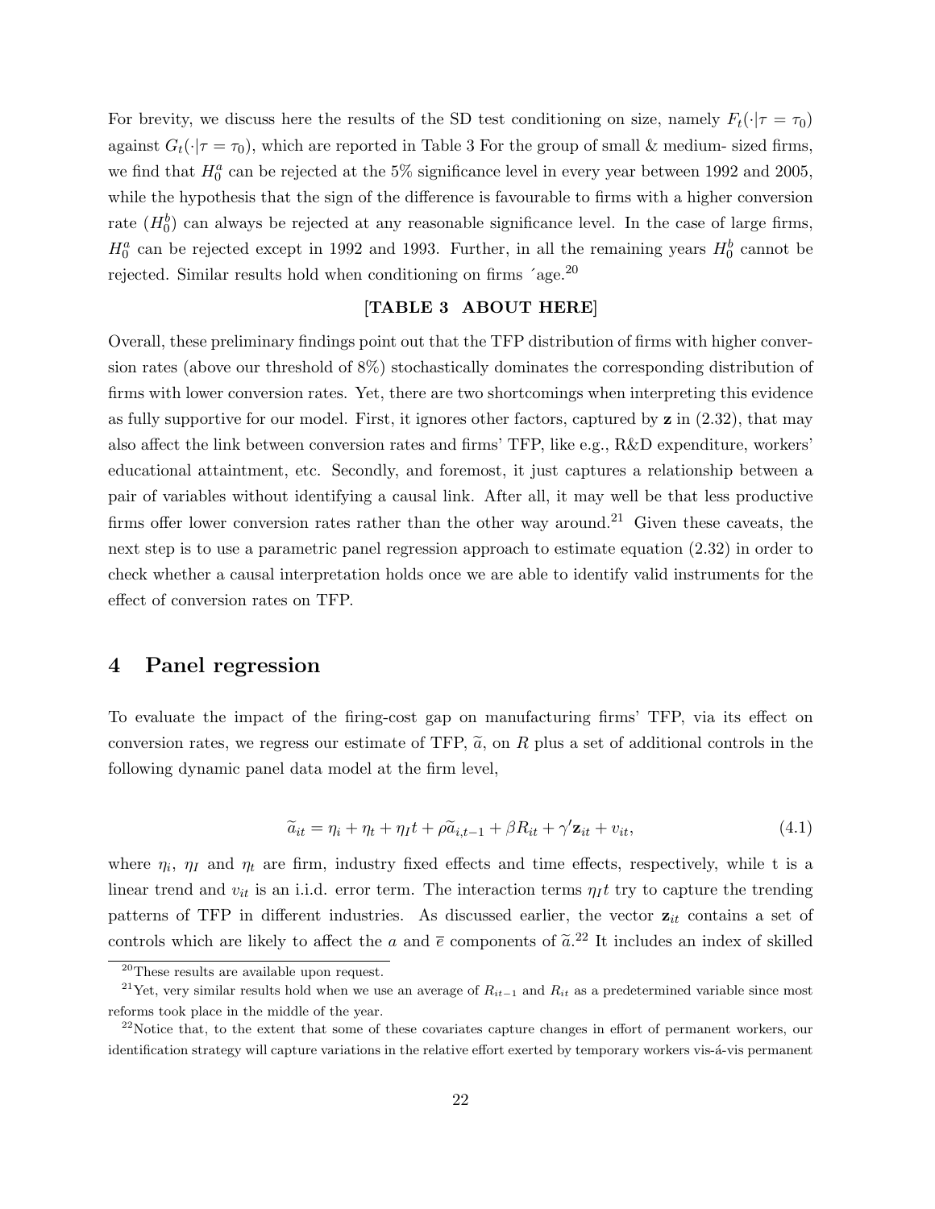For brevity, we discuss here the results of the SD test conditioning on size, namely $F_t(\cdot|\tau = \tau_0)$ against $G_t(\cdot|\tau = \tau_0)$, which are reported in Table 3 For the group of small & medium- sized firms, we find that $H_0^a$ can be rejected at the 5% significance level in every year between 1992 and 2005, while the hypothesis that the sign of the difference is favourable to firms with a higher conversion rate ($H_0^b$) can always be rejected at any reasonable significance level. In the case of large firms, $H_0^a$ can be rejected except in 1992 and 1993. Further, in all the remaining years $H_0^b$ cannot be rejected. Similar results hold when conditioning on firms ´age.[20]

**[TABLE 3 ABOUT HERE]**

Overall, these preliminary findings point out that the TFP distribution of firms with higher conversion rates (above our threshold of 8%) stochastically dominates the corresponding distribution of firms with lower conversion rates. Yet, there are two shortcomings when interpreting this evidence as fully supportive for our model. First, it ignores other factors, captured by $\mathbf{z}$ in (2.32), that may also affect the link between conversion rates and firms' TFP, like e.g., R&D expenditure, workers' educational attaintment, etc. Secondly, and foremost, it just captures a relationship between a pair of variables without identifying a causal link. After all, it may well be that less productive firms offer lower conversion rates rather than the other way around.[21] Given these caveats, the next step is to use a parametric panel regression approach to estimate equation (2.32) in order to check whether a causal interpretation holds once we are able to identify valid instruments for the effect of conversion rates on TFP.

# 4 Panel regression

To evaluate the impact of the firing-cost gap on manufacturing firms' TFP, via its effect on conversion rates, we regress our estimate of TFP, $\widetilde{a}$, on $R$ plus a set of additional controls in the following dynamic panel data model at the firm level,

$$\widetilde{a}_{it} = \eta_i + \eta_t + \eta_I t + \rho \widetilde{a}_{i,t-1} + \beta R_{it} + \gamma' \mathbf{z}_{it} + v_{it}, \tag{4.1}$$

where $\eta_i$, $\eta_I$ and $\eta_t$ are firm, industry fixed effects and time effects, respectively, while t is a linear trend and $v_{it}$ is an i.i.d. error term. The interaction terms $\eta_I t$ try to capture the trending patterns of TFP in different industries. As discussed earlier, the vector $\mathbf{z}_{it}$ contains a set of controls which are likely to affect the $a$ and $\overline{e}$ components of $\widetilde{a}$.[22] It includes an index of skilled

[20] These results are available upon request.

[21] Yet, very similar results hold when we use an average of $R_{it-1}$ and $R_{it}$ as a predetermined variable since most reforms took place in the middle of the year.

[22] Notice that, to the extent that some of these covariates capture changes in effort of permanent workers, our identification strategy will capture variations in the relative effort exerted by temporary workers vis-á-vis permanent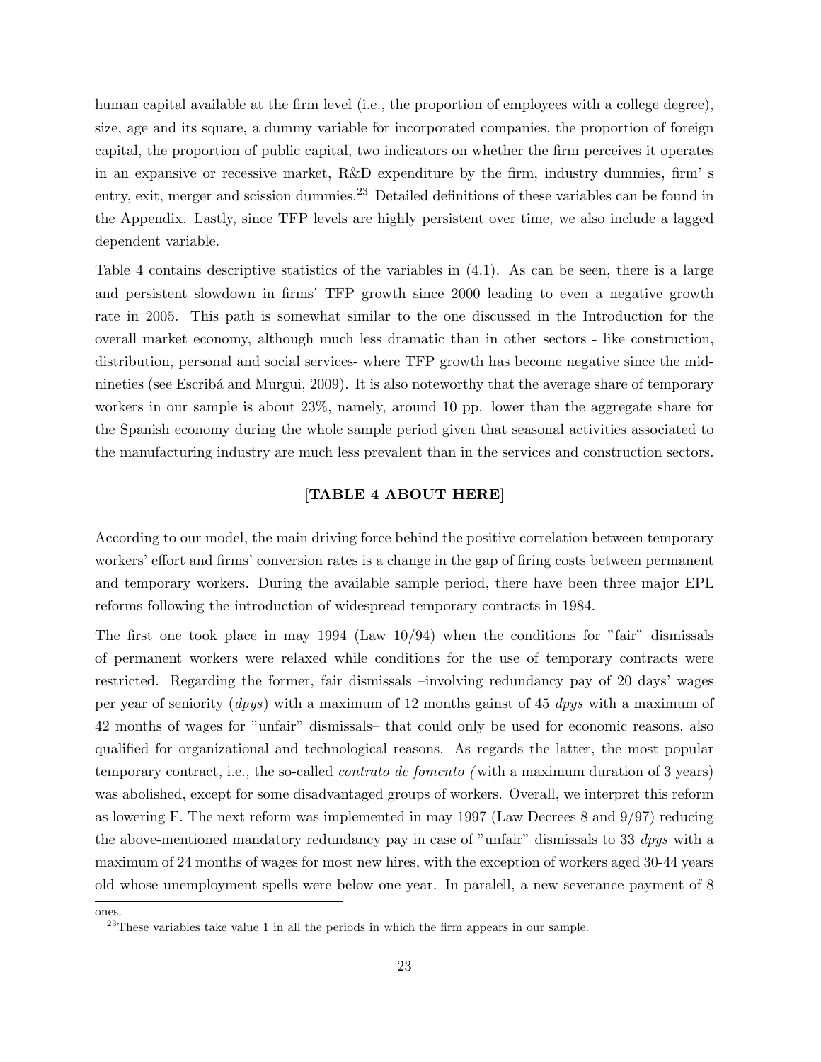human capital available at the firm level (i.e., the proportion of employees with a college degree), size, age and its square, a dummy variable for incorporated companies, the proportion of foreign capital, the proportion of public capital, two indicators on whether the firm perceives it operates in an expansive or recessive market, R&D expenditure by the firm, industry dummies, firm' s entry, exit, merger and scission dummies.[23] Detailed definitions of these variables can be found in the Appendix. Lastly, since TFP levels are highly persistent over time, we also include a lagged dependent variable.

Table 4 contains descriptive statistics of the variables in (4.1). As can be seen, there is a large and persistent slowdown in firms' TFP growth since 2000 leading to even a negative growth rate in 2005. This path is somewhat similar to the one discussed in the Introduction for the overall market economy, although much less dramatic than in other sectors - like construction, distribution, personal and social services- where TFP growth has become negative since the mid-nineties (see Escribá and Murgui, 2009). It is also noteworthy that the average share of temporary workers in our sample is about 23%, namely, around 10 pp. lower than the aggregate share for the Spanish economy during the whole sample period given that seasonal activities associated to the manufacturing industry are much less prevalent than in the services and construction sectors.

**[TABLE 4 ABOUT HERE]**

According to our model, the main driving force behind the positive correlation between temporary workers' effort and firms' conversion rates is a change in the gap of firing costs between permanent and temporary workers. During the available sample period, there have been three major EPL reforms following the introduction of widespread temporary contracts in 1984.

The first one took place in may 1994 (Law 10/94) when the conditions for "fair" dismissals of permanent workers were relaxed while conditions for the use of temporary contracts were restricted. Regarding the former, fair dismissals –involving redundancy pay of 20 days' wages per year of seniority (*dpys*) with a maximum of 12 months gainst of 45 *dpys* with a maximum of 42 months of wages for "unfair" dismissals– that could only be used for economic reasons, also qualified for organizational and technological reasons. As regards the latter, the most popular temporary contract, i.e., the so-called *contrato de fomento (* with a maximum duration of 3 years) was abolished, except for some disadvantaged groups of workers. Overall, we interpret this reform as lowering F. The next reform was implemented in may 1997 (Law Decrees 8 and 9/97) reducing the above-mentioned mandatory redundancy pay in case of "unfair" dismissals to 33 *dpys* with a maximum of 24 months of wages for most new hires, with the exception of workers aged 30-44 years old whose unemployment spells were below one year. In paralell, a new severance payment of 8

ones.

[23] These variables take value 1 in all the periods in which the firm appears in our sample.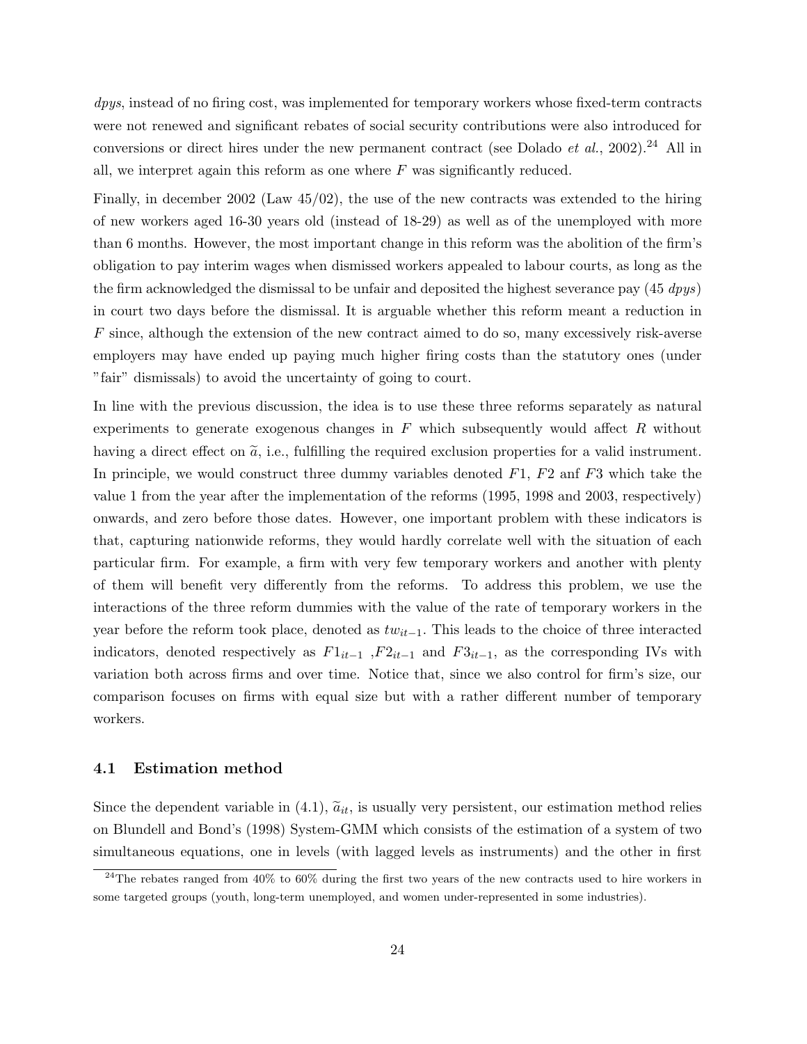*dpys*, instead of no firing cost, was implemented for temporary workers whose fixed-term contracts were not renewed and significant rebates of social security contributions were also introduced for conversions or direct hires under the new permanent contract (see Dolado *et al.*, 2002).[24] All in all, we interpret again this reform as one where $F$ was significantly reduced.

Finally, in december 2002 (Law 45/02), the use of the new contracts was extended to the hiring of new workers aged 16-30 years old (instead of 18-29) as well as of the unemployed with more than 6 months. However, the most important change in this reform was the abolition of the firm's obligation to pay interim wages when dismissed workers appealed to labour courts, as long as the the firm acknowledged the dismissal to be unfair and deposited the highest severance pay (45 *dpys*) in court two days before the dismissal. It is arguable whether this reform meant a reduction in $F$ since, although the extension of the new contract aimed to do so, many excessively risk-averse employers may have ended up paying much higher firing costs than the statutory ones (under "fair" dismissals) to avoid the uncertainty of going to court.

In line with the previous discussion, the idea is to use these three reforms separately as natural experiments to generate exogenous changes in $F$ which subsequently would affect $R$ without having a direct effect on $\widetilde{a}$, i.e., fulfilling the required exclusion properties for a valid instrument. In principle, we would construct three dummy variables denoted $F1$, $F2$ anf $F3$ which take the value 1 from the year after the implementation of the reforms (1995, 1998 and 2003, respectively) onwards, and zero before those dates. However, one important problem with these indicators is that, capturing nationwide reforms, they would hardly correlate well with the situation of each particular firm. For example, a firm with very few temporary workers and another with plenty of them will benefit very differently from the reforms. To address this problem, we use the interactions of the three reform dummies with the value of the rate of temporary workers in the year before the reform took place, denoted as $tw_{it-1}$. This leads to the choice of three interacted indicators, denoted respectively as $F1_{it-1}$ ,$F2_{it-1}$ and $F3_{it-1}$, as the corresponding IVs with variation both across firms and over time. Notice that, since we also control for firm's size, our comparison focuses on firms with equal size but with a rather different number of temporary workers.

### 4.1 Estimation method

Since the dependent variable in (4.1), $\widetilde{a}_{it}$, is usually very persistent, our estimation method relies on Blundell and Bond's (1998) System-GMM which consists of the estimation of a system of two simultaneous equations, one in levels (with lagged levels as instruments) and the other in first

[24] The rebates ranged from 40% to 60% during the first two years of the new contracts used to hire workers in some targeted groups (youth, long-term unemployed, and women under-represented in some industries).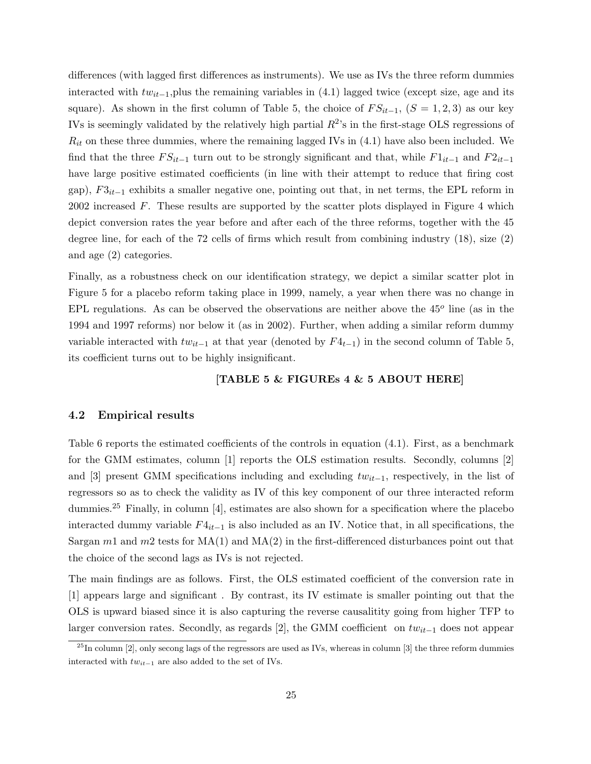differences (with lagged first differences as instruments). We use as IVs the three reform dummies interacted with $tw_{it-1}$,plus the remaining variables in (4.1) lagged twice (except size, age and its square). As shown in the first column of Table 5, the choice of $FS_{it-1}$, $(S = 1, 2, 3)$ as our key IVs is seemingly validated by the relatively high partial $R^2$'s in the first-stage OLS regressions of $R_{it}$ on these three dummies, where the remaining lagged IVs in (4.1) have also been included. We find that the three $FS_{it-1}$ turn out to be strongly significant and that, while $F1_{it-1}$ and $F2_{it-1}$ have large positive estimated coefficients (in line with their attempt to reduce that firing cost gap), $F3_{it-1}$ exhibits a smaller negative one, pointing out that, in net terms, the EPL reform in 2002 increased $F$. These results are supported by the scatter plots displayed in Figure 4 which depict conversion rates the year before and after each of the three reforms, together with the 45 degree line, for each of the 72 cells of firms which result from combining industry (18), size (2) and age (2) categories.

Finally, as a robustness check on our identification strategy, we depict a similar scatter plot in Figure 5 for a placebo reform taking place in 1999, namely, a year when there was no change in EPL regulations. As can be observed the observations are neither above the $45^o$ line (as in the 1994 and 1997 reforms) nor below it (as in 2002). Further, when adding a similar reform dummy variable interacted with $tw_{it-1}$ at that year (denoted by $F4_{t-1}$) in the second column of Table 5, its coefficient turns out to be highly insignificant.

**[TABLE 5 & FIGUREs 4 & 5 ABOUT HERE]**

### 4.2 Empirical results

Table 6 reports the estimated coefficients of the controls in equation (4.1). First, as a benchmark for the GMM estimates, column [1] reports the OLS estimation results. Secondly, columns [2] and [3] present GMM specifications including and excluding $tw_{it-1}$, respectively, in the list of regressors so as to check the validity as IV of this key component of our three interacted reform dummies.[25] Finally, in column [4], estimates are also shown for a specification where the placebo interacted dummy variable $F4_{it-1}$ is also included as an IV. Notice that, in all specifications, the Sargan $m1$ and $m2$ tests for MA(1) and MA(2) in the first-differenced disturbances point out that the choice of the second lags as IVs is not rejected.

The main findings are as follows. First, the OLS estimated coefficient of the conversion rate in [1] appears large and significant . By contrast, its IV estimate is smaller pointing out that the OLS is upward biased since it is also capturing the reverse causalitity going from higher TFP to larger conversion rates. Secondly, as regards [2], the GMM coefficient on $tw_{it-1}$ does not appear

[25] In column [2], only secong lags of the regressors are used as IVs, whereas in column [3] the three reform dummies interacted with $tw_{it-1}$ are also added to the set of IVs.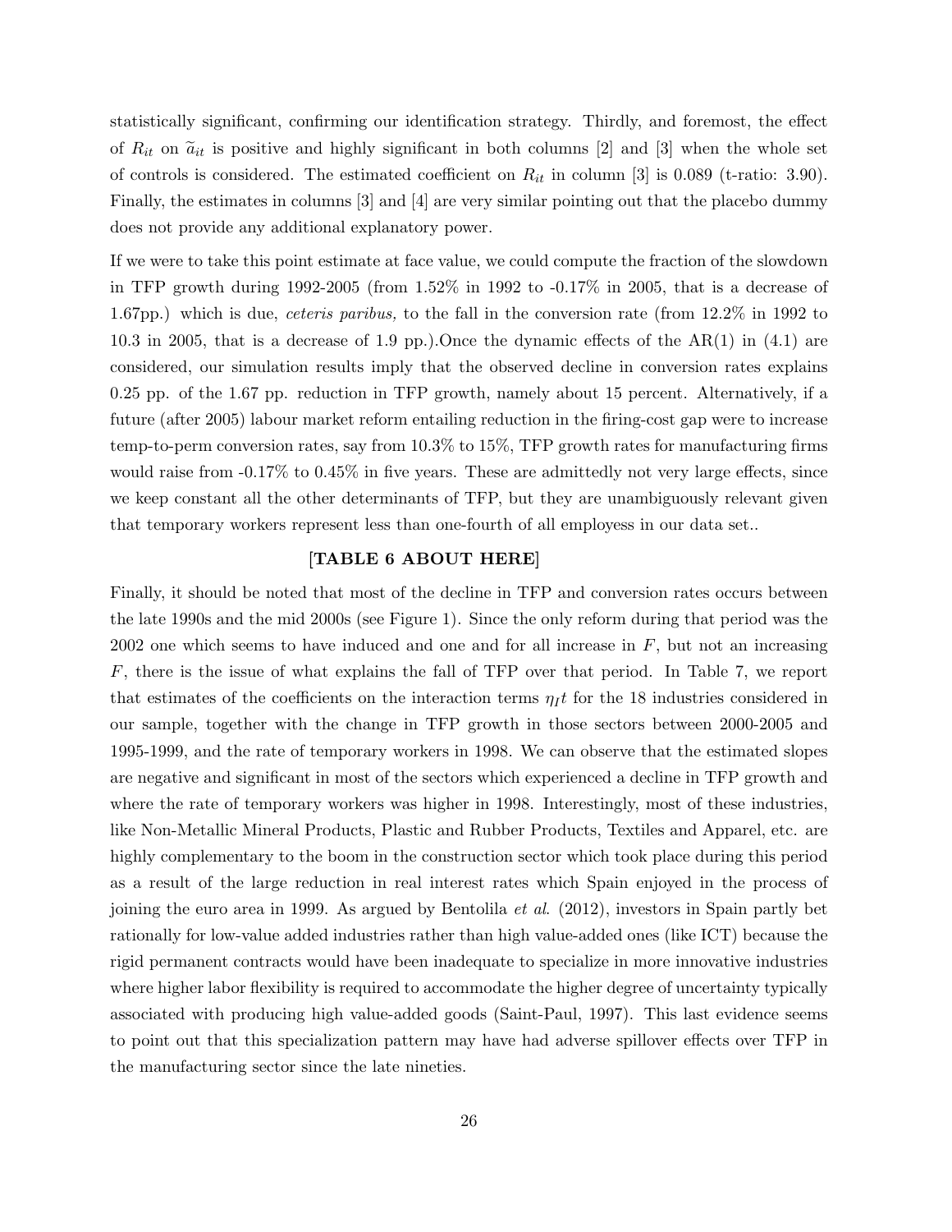statistically significant, confirming our identification strategy. Thirdly, and foremost, the effect of $R_{it}$ on $\widetilde{a}_{it}$ is positive and highly significant in both columns [2] and [3] when the whole set of controls is considered. The estimated coefficient on $R_{it}$ in column [3] is 0.089 (t-ratio: 3.90). Finally, the estimates in columns [3] and [4] are very similar pointing out that the placebo dummy does not provide any additional explanatory power.

If we were to take this point estimate at face value, we could compute the fraction of the slowdown in TFP growth during 1992-2005 (from 1.52% in 1992 to -0.17% in 2005, that is a decrease of 1.67pp.) which is due, *ceteris paribus,* to the fall in the conversion rate (from 12.2% in 1992 to 10.3 in 2005, that is a decrease of 1.9 pp.).Once the dynamic effects of the AR(1) in (4.1) are considered, our simulation results imply that the observed decline in conversion rates explains 0.25 pp. of the 1.67 pp. reduction in TFP growth, namely about 15 percent. Alternatively, if a future (after 2005) labour market reform entailing reduction in the firing-cost gap were to increase temp-to-perm conversion rates, say from 10.3% to 15%, TFP growth rates for manufacturing firms would raise from -0.17% to 0.45% in five years. These are admittedly not very large effects, since we keep constant all the other determinants of TFP, but they are unambiguously relevant given that temporary workers represent less than one-fourth of all employess in our data set..

**[TABLE 6 ABOUT HERE]**

Finally, it should be noted that most of the decline in TFP and conversion rates occurs between the late 1990s and the mid 2000s (see Figure 1). Since the only reform during that period was the 2002 one which seems to have induced and one and for all increase in $F$, but not an increasing $F$, there is the issue of what explains the fall of TFP over that period. In Table 7, we report that estimates of the coefficients on the interaction terms $\eta_I t$ for the 18 industries considered in our sample, together with the change in TFP growth in those sectors between 2000-2005 and 1995-1999, and the rate of temporary workers in 1998. We can observe that the estimated slopes are negative and significant in most of the sectors which experienced a decline in TFP growth and where the rate of temporary workers was higher in 1998. Interestingly, most of these industries, like Non-Metallic Mineral Products, Plastic and Rubber Products, Textiles and Apparel, etc. are highly complementary to the boom in the construction sector which took place during this period as a result of the large reduction in real interest rates which Spain enjoyed in the process of joining the euro area in 1999. As argued by Bentolila *et al.* (2012), investors in Spain partly bet rationally for low-value added industries rather than high value-added ones (like ICT) because the rigid permanent contracts would have been inadequate to specialize in more innovative industries where higher labor flexibility is required to accommodate the higher degree of uncertainty typically associated with producing high value-added goods (Saint-Paul, 1997). This last evidence seems to point out that this specialization pattern may have had adverse spillover effects over TFP in the manufacturing sector since the late nineties.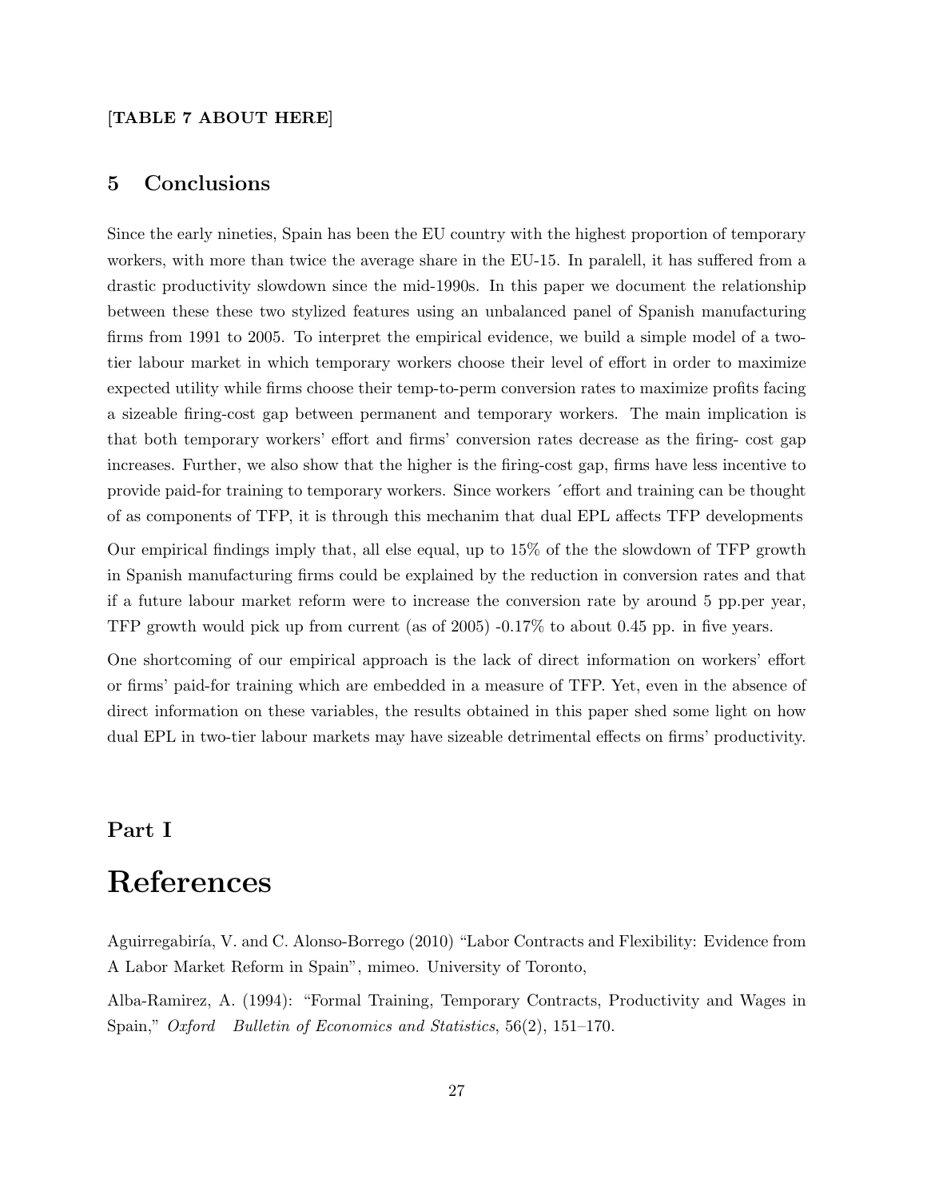**[TABLE 7 ABOUT HERE]**

## 5 Conclusions

Since the early nineties, Spain has been the EU country with the highest proportion of temporary workers, with more than twice the average share in the EU-15. In paralell, it has suffered from a drastic productivity slowdown since the mid-1990s. In this paper we document the relationship between these these two stylized features using an unbalanced panel of Spanish manufacturing firms from 1991 to 2005. To interpret the empirical evidence, we build a simple model of a two-tier labour market in which temporary workers choose their level of effort in order to maximize expected utility while firms choose their temp-to-perm conversion rates to maximize profits facing a sizeable firing-cost gap between permanent and temporary workers. The main implication is that both temporary workers' effort and firms' conversion rates decrease as the firing- cost gap increases. Further, we also show that the higher is the firing-cost gap, firms have less incentive to provide paid-for training to temporary workers. Since workers ´effort and training can be thought of as components of TFP, it is through this mechanim that dual EPL affects TFP developments

Our empirical findings imply that, all else equal, up to 15% of the the slowdown of TFP growth in Spanish manufacturing firms could be explained by the reduction in conversion rates and that if a future labour market reform were to increase the conversion rate by around 5 pp.per year, TFP growth would pick up from current (as of 2005) -0.17% to about 0.45 pp. in five years.

One shortcoming of our empirical approach is the lack of direct information on workers' effort or firms' paid-for training which are embedded in a measure of TFP. Yet, even in the absence of direct information on these variables, the results obtained in this paper shed some light on how dual EPL in two-tier labour markets may have sizeable detrimental effects on firms' productivity.

## Part I

# References

Aguirregabiría, V. and C. Alonso-Borrego (2010) "Labor Contracts and Flexibility: Evidence from A Labor Market Reform in Spain", mimeo. University of Toronto,

Alba-Ramirez, A. (1994): "Formal Training, Temporary Contracts, Productivity and Wages in Spain," *Oxford Bulletin of Economics and Statistics*, 56(2), 151–170.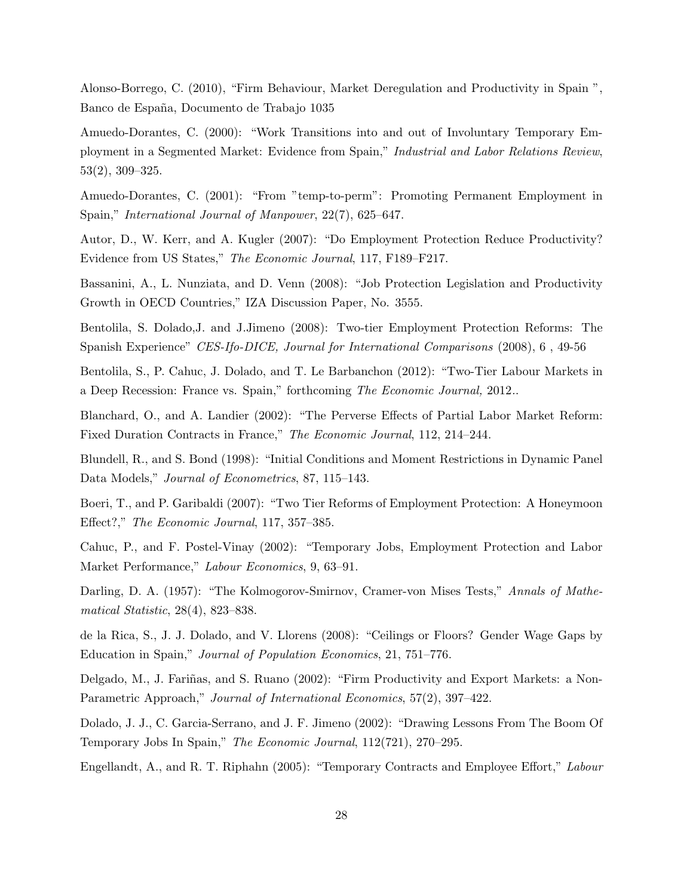Alonso-Borrego, C. (2010), “Firm Behaviour, Market Deregulation and Productivity in Spain ”, Banco de España, Documento de Trabajo 1035

Amuedo-Dorantes, C. (2000): “Work Transitions into and out of Involuntary Temporary Employment in a Segmented Market: Evidence from Spain,” *Industrial and Labor Relations Review*, 53(2), 309–325.

Amuedo-Dorantes, C. (2001): “From ”temp-to-perm”: Promoting Permanent Employment in Spain,” *International Journal of Manpower*, 22(7), 625–647.

Autor, D., W. Kerr, and A. Kugler (2007): “Do Employment Protection Reduce Productivity? Evidence from US States,” *The Economic Journal*, 117, F189–F217.

Bassanini, A., L. Nunziata, and D. Venn (2008): “Job Protection Legislation and Productivity Growth in OECD Countries,” IZA Discussion Paper, No. 3555.

Bentolila, S. Dolado,J. and J.Jimeno (2008): Two-tier Employment Protection Reforms: The Spanish Experience” *CES-Ifo-DICE, Journal for International Comparisons* (2008), 6 , 49-56

Bentolila, S., P. Cahuc, J. Dolado, and T. Le Barbanchon (2012): “Two-Tier Labour Markets in a Deep Recession: France vs. Spain,” forthcoming *The Economic Journal,* 2012..

Blanchard, O., and A. Landier (2002): “The Perverse Effects of Partial Labor Market Reform: Fixed Duration Contracts in France,” *The Economic Journal*, 112, 214–244.

Blundell, R., and S. Bond (1998): “Initial Conditions and Moment Restrictions in Dynamic Panel Data Models,” *Journal of Econometrics*, 87, 115–143.

Boeri, T., and P. Garibaldi (2007): “Two Tier Reforms of Employment Protection: A Honeymoon Effect?,” *The Economic Journal*, 117, 357–385.

Cahuc, P., and F. Postel-Vinay (2002): “Temporary Jobs, Employment Protection and Labor Market Performance,” *Labour Economics*, 9, 63–91.

Darling, D. A. (1957): “The Kolmogorov-Smirnov, Cramer-von Mises Tests,” *Annals of Mathematical Statistic*, 28(4), 823–838.

de la Rica, S., J. J. Dolado, and V. Llorens (2008): “Ceilings or Floors? Gender Wage Gaps by Education in Spain,” *Journal of Population Economics*, 21, 751–776.

Delgado, M., J. Fariñas, and S. Ruano (2002): “Firm Productivity and Export Markets: a Non-Parametric Approach,” *Journal of International Economics*, 57(2), 397–422.

Dolado, J. J., C. Garcia-Serrano, and J. F. Jimeno (2002): “Drawing Lessons From The Boom Of Temporary Jobs In Spain,” *The Economic Journal*, 112(721), 270–295.

Engellandt, A., and R. T. Riphahn (2005): “Temporary Contracts and Employee Effort,” *Labour*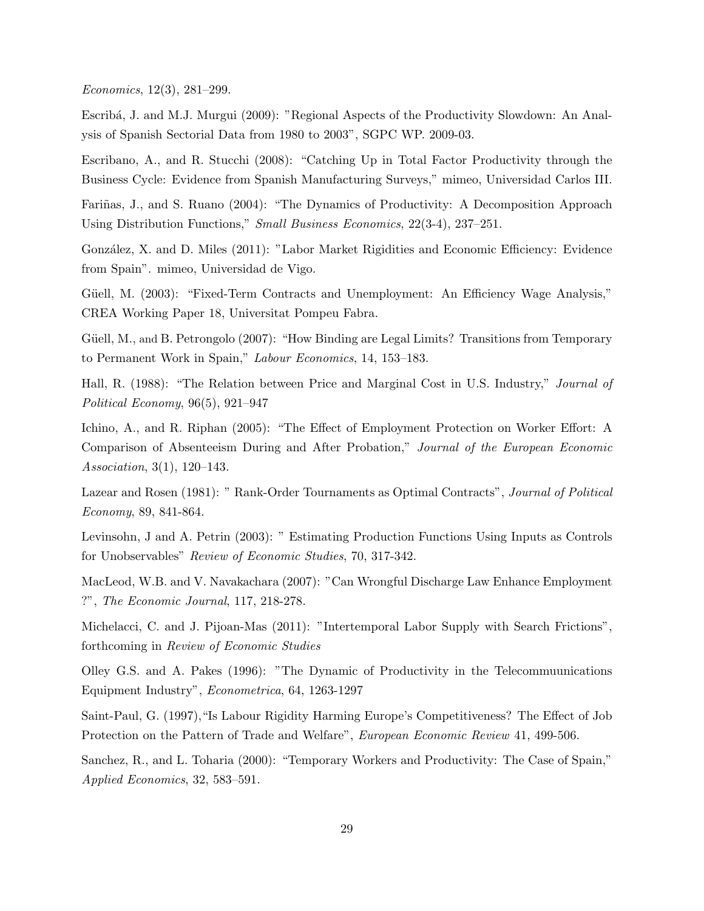*Economics*, 12(3), 281–299.

Escribá, J. and M.J. Murgui (2009): "Regional Aspects of the Productivity Slowdown: An Analysis of Spanish Sectorial Data from 1980 to 2003", SGPC WP. 2009-03.

Escribano, A., and R. Stucchi (2008): "Catching Up in Total Factor Productivity through the Business Cycle: Evidence from Spanish Manufacturing Surveys," mimeo, Universidad Carlos III.

Fariñas, J., and S. Ruano (2004): "The Dynamics of Productivity: A Decomposition Approach Using Distribution Functions," *Small Business Economics*, 22(3-4), 237–251.

González, X. and D. Miles (2011): "Labor Market Rigidities and Economic Efficiency: Evidence from Spain". mimeo, Universidad de Vigo.

Güell, M. (2003): "Fixed-Term Contracts and Unemployment: An Efficiency Wage Analysis," CREA Working Paper 18, Universitat Pompeu Fabra.

Güell, M., and B. Petrongolo (2007): "How Binding are Legal Limits? Transitions from Temporary to Permanent Work in Spain," *Labour Economics*, 14, 153–183.

Hall, R. (1988): "The Relation between Price and Marginal Cost in U.S. Industry," *Journal of Political Economy*, 96(5), 921–947

Ichino, A., and R. Riphan (2005): "The Effect of Employment Protection on Worker Effort: A Comparison of Absenteeism During and After Probation," *Journal of the European Economic Association*, 3(1), 120–143.

Lazear and Rosen (1981): " Rank-Order Tournaments as Optimal Contracts", *Journal of Political Economy*, 89, 841-864.

Levinsohn, J and A. Petrin (2003): " Estimating Production Functions Using Inputs as Controls for Unobservables" *Review of Economic Studies*, 70, 317-342.

MacLeod, W.B. and V. Navakachara (2007): "Can Wrongful Discharge Law Enhance Employment ?", *The Economic Journal*, 117, 218-278.

Michelacci, C. and J. Pijoan-Mas (2011): "Intertemporal Labor Supply with Search Frictions", forthcoming in *Review of Economic Studies*

Olley G.S. and A. Pakes (1996): "The Dynamic of Productivity in the Telecommuunications Equipment Industry", *Econometrica*, 64, 1263-1297

Saint-Paul, G. (1997),"Is Labour Rigidity Harming Europe's Competitiveness? The Effect of Job Protection on the Pattern of Trade and Welfare", *European Economic Review* 41, 499-506.

Sanchez, R., and L. Toharia (2000): "Temporary Workers and Productivity: The Case of Spain," *Applied Economics*, 32, 583–591.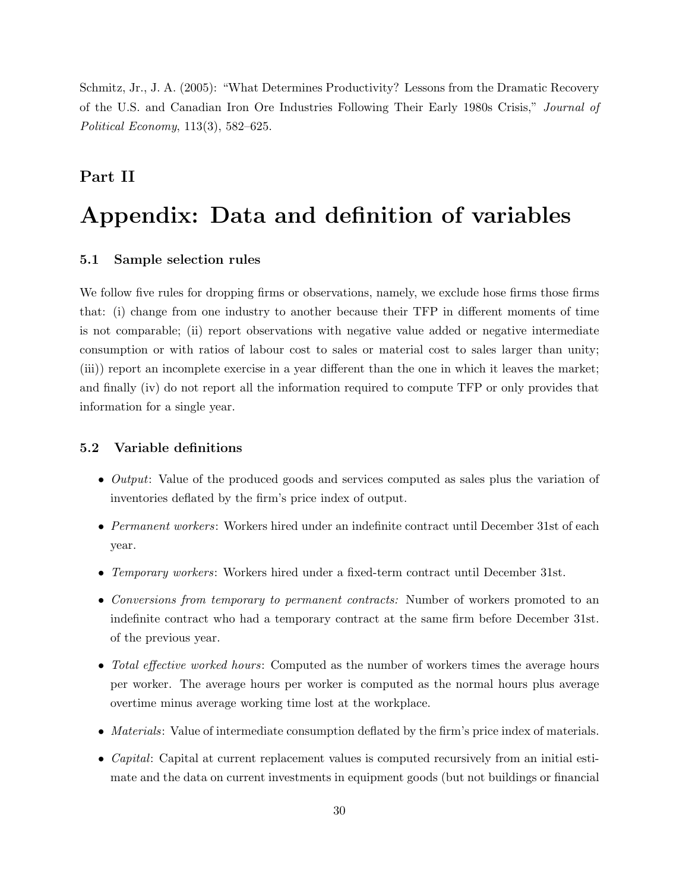Schmitz, Jr., J. A. (2005): "What Determines Productivity? Lessons from the Dramatic Recovery of the U.S. and Canadian Iron Ore Industries Following Their Early 1980s Crisis," *Journal of Political Economy*, 113(3), 582–625.

# Part II

# Appendix: Data and definition of variables

### 5.1 Sample selection rules

We follow five rules for dropping firms or observations, namely, we exclude hose firms those firms that: (i) change from one industry to another because their TFP in different moments of time is not comparable; (ii) report observations with negative value added or negative intermediate consumption or with ratios of labour cost to sales or material cost to sales larger than unity; (iii)) report an incomplete exercise in a year different than the one in which it leaves the market; and finally (iv) do not report all the information required to compute TFP or only provides that information for a single year.

### 5.2 Variable definitions

- *Output*: Value of the produced goods and services computed as sales plus the variation of inventories deflated by the firm's price index of output.
- *Permanent workers*: Workers hired under an indefinite contract until December 31st of each year.
- *Temporary workers*: Workers hired under a fixed-term contract until December 31st.
- *Conversions from temporary to permanent contracts:* Number of workers promoted to an indefinite contract who had a temporary contract at the same firm before December 31st. of the previous year.
- *Total effective worked hours*: Computed as the number of workers times the average hours per worker. The average hours per worker is computed as the normal hours plus average overtime minus average working time lost at the workplace.
- *Materials*: Value of intermediate consumption deflated by the firm's price index of materials.
- *Capital*: Capital at current replacement values is computed recursively from an initial estimate and the data on current investments in equipment goods (but not buildings or financial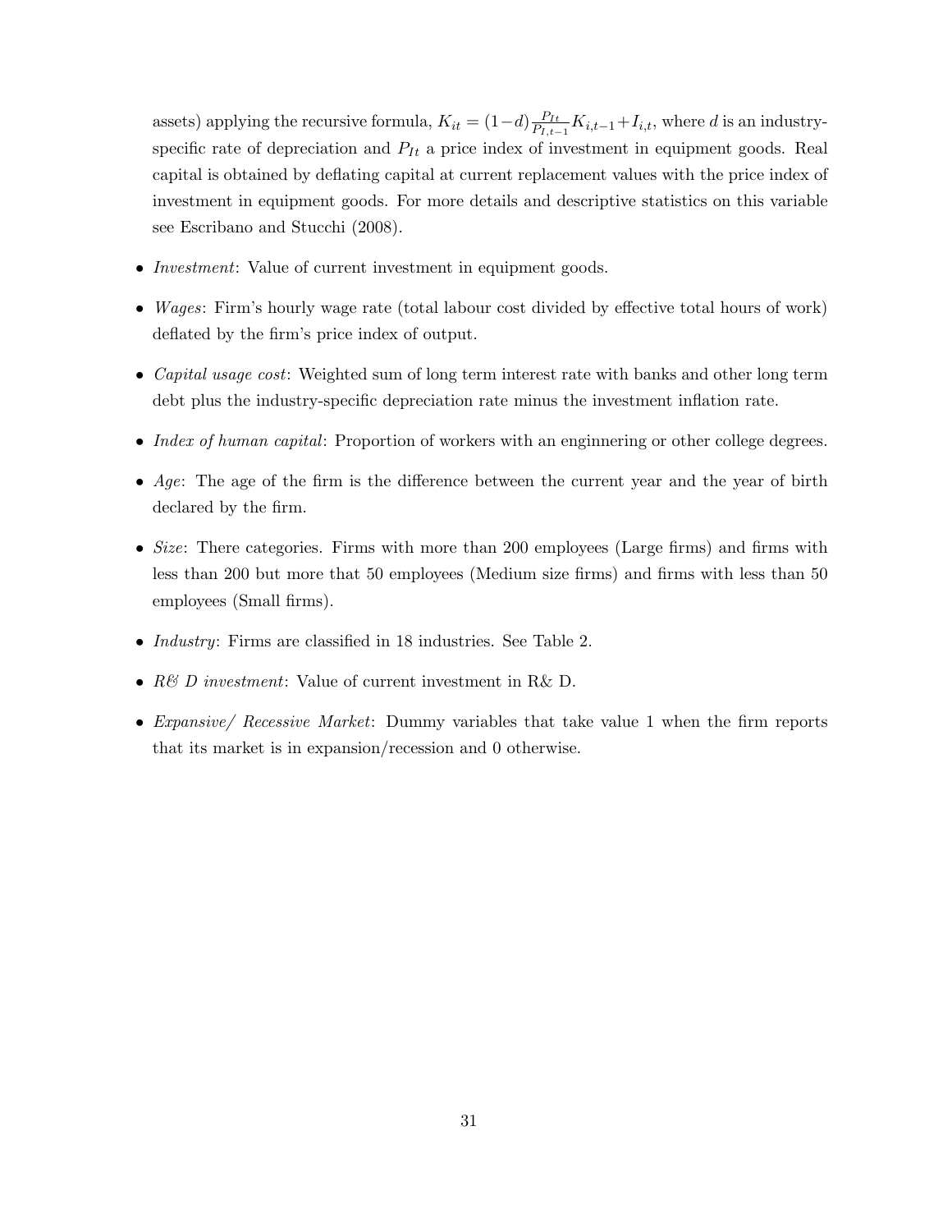assets) applying the recursive formula, $K_{it} = (1-d)\frac{P_{It}}{P_{I,t-1}}K_{i,t-1}+I_{i,t}$, where $d$ is an industry-specific rate of depreciation and $P_{It}$ a price index of investment in equipment goods. Real capital is obtained by deflating capital at current replacement values with the price index of investment in equipment goods. For more details and descriptive statistics on this variable see Escribano and Stucchi (2008).

- *Investment*: Value of current investment in equipment goods.
- *Wages*: Firm's hourly wage rate (total labour cost divided by effective total hours of work) deflated by the firm's price index of output.
- *Capital usage cost*: Weighted sum of long term interest rate with banks and other long term debt plus the industry-specific depreciation rate minus the investment inflation rate.
- *Index of human capital*: Proportion of workers with an enginnering or other college degrees.
- *Age*: The age of the firm is the difference between the current year and the year of birth declared by the firm.
- *Size*: There categories. Firms with more than 200 employees (Large firms) and firms with less than 200 but more that 50 employees (Medium size firms) and firms with less than 50 employees (Small firms).
- *Industry*: Firms are classified in 18 industries. See Table 2.
- *R& D investment*: Value of current investment in R& D.
- *Expansive/ Recessive Market*: Dummy variables that take value 1 when the firm reports that its market is in expansion/recession and 0 otherwise.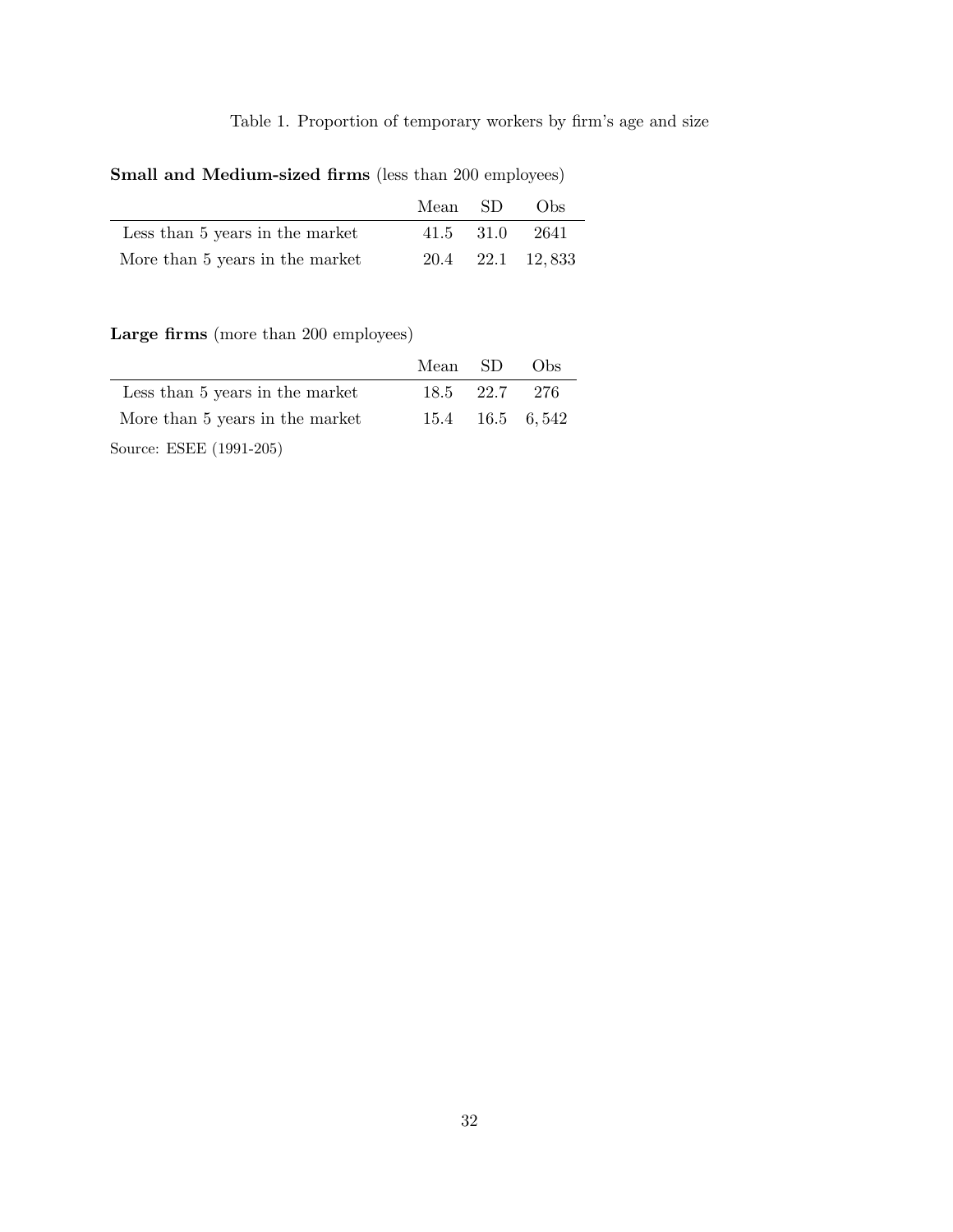Table 1. Proportion of temporary workers by firm's age and size

**Small and Medium-sized firms** (less than 200 employees)

| | Mean | SD | Obs |
|---|---|---|---|
| Less than 5 years in the market | 41.5 | 31.0 | 2641 |
| More than 5 years in the market | 20.4 | 22.1 | 12,833 |

**Large firms** (more than 200 employees)

| | Mean | SD | Obs |
|---|---|---|---|
| Less than 5 years in the market | 18.5 | 22.7 | 276 |
| More than 5 years in the market | 15.4 | 16.5 | 6,542 |

Source: ESEE (1991-205)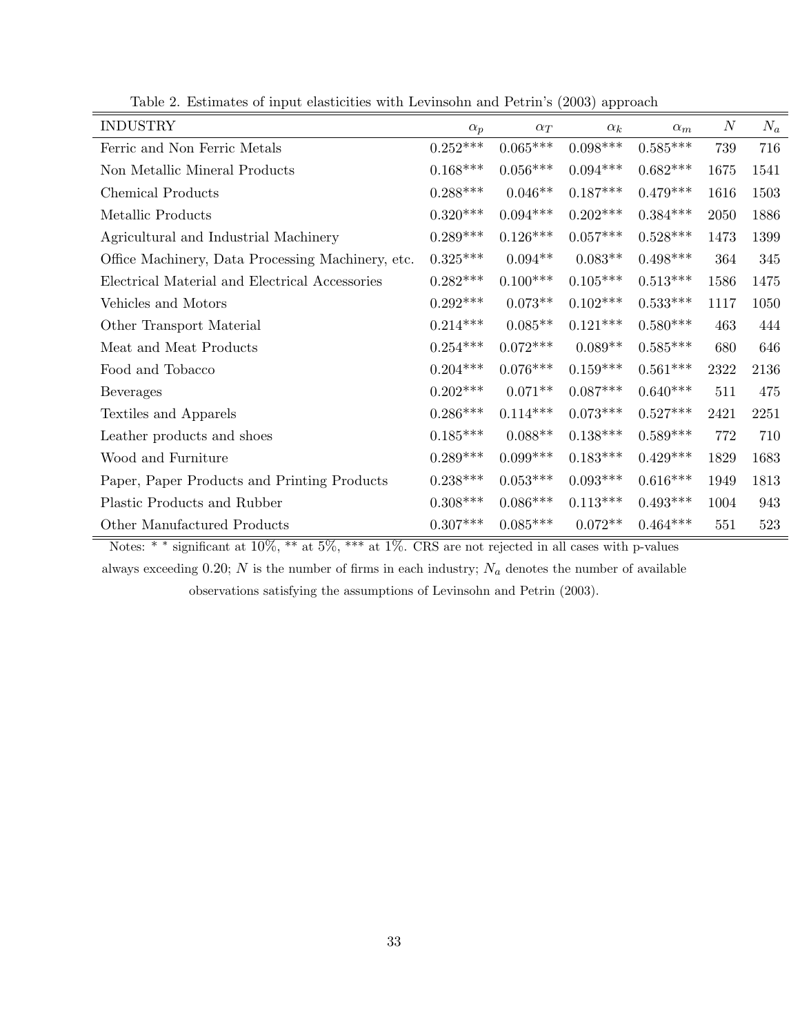Table 2. Estimates of input elasticities with Levinsohn and Petrin's (2003) approach

| INDUSTRY | $\alpha_p$ | $\alpha_T$ | $\alpha_k$ | $\alpha_m$ | $N$ | $N_a$ |
|---|---|---|---|---|---|---|
| Ferric and Non Ferric Metals | 0.252*** | 0.065*** | 0.098*** | 0.585*** | 739 | 716 |
| Non Metallic Mineral Products | 0.168*** | 0.056*** | 0.094*** | 0.682*** | 1675 | 1541 |
| Chemical Products | 0.288*** | 0.046** | 0.187*** | 0.479*** | 1616 | 1503 |
| Metallic Products | 0.320*** | 0.094*** | 0.202*** | 0.384*** | 2050 | 1886 |
| Agricultural and Industrial Machinery | 0.289*** | 0.126*** | 0.057*** | 0.528*** | 1473 | 1399 |
| Office Machinery, Data Processing Machinery, etc. | 0.325*** | 0.094** | 0.083** | 0.498*** | 364 | 345 |
| Electrical Material and Electrical Accessories | 0.282*** | 0.100*** | 0.105*** | 0.513*** | 1586 | 1475 |
| Vehicles and Motors | 0.292*** | 0.073** | 0.102*** | 0.533*** | 1117 | 1050 |
| Other Transport Material | 0.214*** | 0.085** | 0.121*** | 0.580*** | 463 | 444 |
| Meat and Meat Products | 0.254*** | 0.072*** | 0.089** | 0.585*** | 680 | 646 |
| Food and Tobacco | 0.204*** | 0.076*** | 0.159*** | 0.561*** | 2322 | 2136 |
| Beverages | 0.202*** | 0.071** | 0.087*** | 0.640*** | 511 | 475 |
| Textiles and Apparels | 0.286*** | 0.114*** | 0.073*** | 0.527*** | 2421 | 2251 |
| Leather products and shoes | 0.185*** | 0.088** | 0.138*** | 0.589*** | 772 | 710 |
| Wood and Furniture | 0.289*** | 0.099*** | 0.183*** | 0.429*** | 1829 | 1683 |
| Paper, Paper Products and Printing Products | 0.238*** | 0.053*** | 0.093*** | 0.616*** | 1949 | 1813 |
| Plastic Products and Rubber | 0.308*** | 0.086*** | 0.113*** | 0.493*** | 1004 | 943 |
| Other Manufactured Products | 0.307*** | 0.085*** | 0.072** | 0.464*** | 551 | 523 |

Notes: * * significant at 10%, ** at 5%, *** at 1%. CRS are not rejected in all cases with p-values always exceeding 0.20; $N$ is the number of firms in each industry; $N_a$ denotes the number of available observations satisfying the assumptions of Levinsohn and Petrin (2003).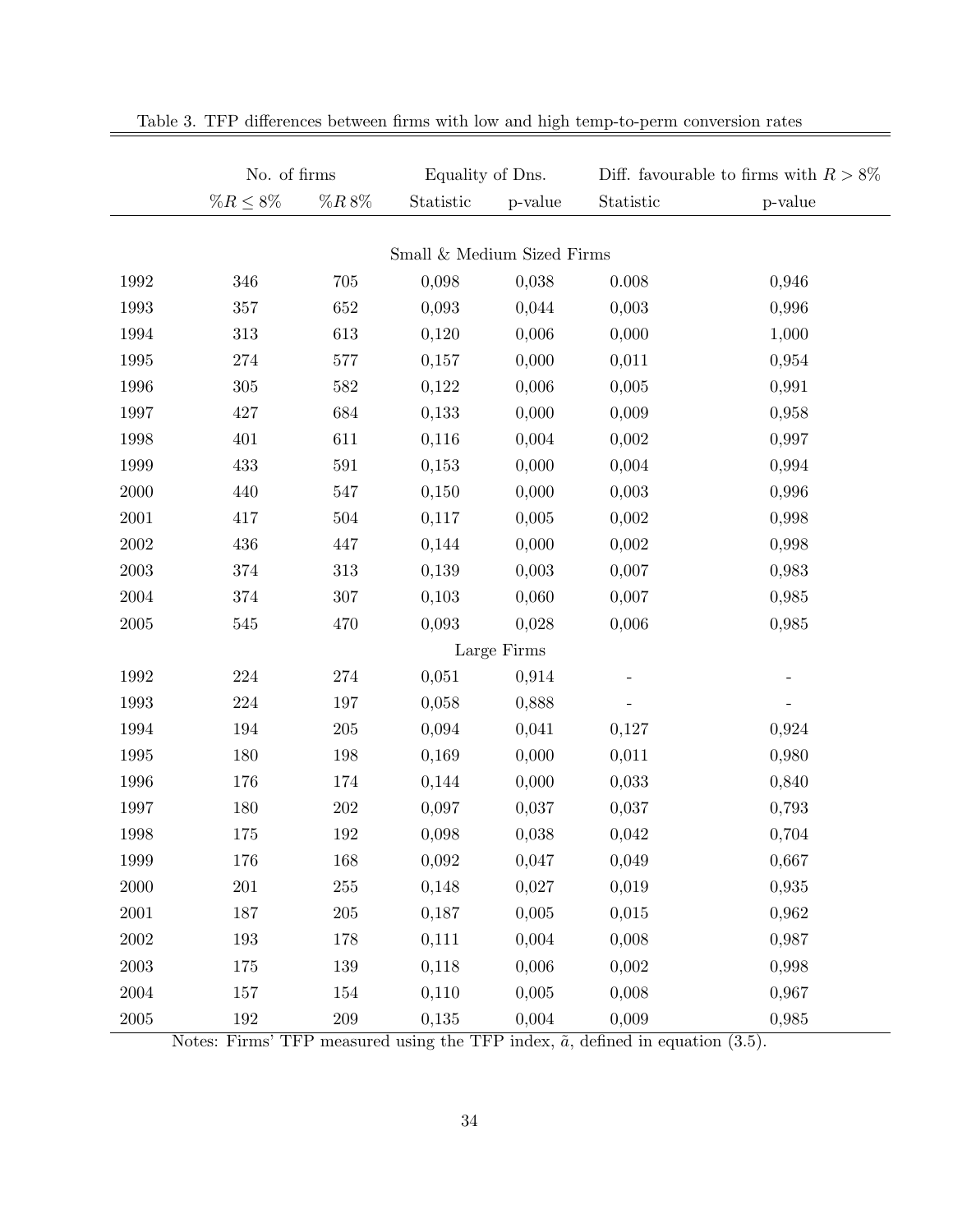Table 3. TFP differences between firms with low and high temp-to-perm conversion rates

| | No. of firms | | Equality of Dns. | | Diff. favourable to firms with $R > 8\%$ | |
|---|---|---|---|---|---|---|
| | $\%R \leq 8\%$ | $\%R\, 8\%$ | Statistic | p-value | Statistic | p-value |
| | | | Small & Medium Sized Firms | | | |
| 1992 | 346 | 705 | 0,098 | 0,038 | 0.008 | 0,946 |
| 1993 | 357 | 652 | 0,093 | 0,044 | 0,003 | 0,996 |
| 1994 | 313 | 613 | 0,120 | 0,006 | 0,000 | 1,000 |
| 1995 | 274 | 577 | 0,157 | 0,000 | 0,011 | 0,954 |
| 1996 | 305 | 582 | 0,122 | 0,006 | 0,005 | 0,991 |
| 1997 | 427 | 684 | 0,133 | 0,000 | 0,009 | 0,958 |
| 1998 | 401 | 611 | 0,116 | 0,004 | 0,002 | 0,997 |
| 1999 | 433 | 591 | 0,153 | 0,000 | 0,004 | 0,994 |
| 2000 | 440 | 547 | 0,150 | 0,000 | 0,003 | 0,996 |
| 2001 | 417 | 504 | 0,117 | 0,005 | 0,002 | 0,998 |
| 2002 | 436 | 447 | 0,144 | 0,000 | 0,002 | 0,998 |
| 2003 | 374 | 313 | 0,139 | 0,003 | 0,007 | 0,983 |
| 2004 | 374 | 307 | 0,103 | 0,060 | 0,007 | 0,985 |
| 2005 | 545 | 470 | 0,093 | 0,028 | 0,006 | 0,985 |
| | | | Large Firms | | | |
| 1992 | 224 | 274 | 0,051 | 0,914 | - | - |
| 1993 | 224 | 197 | 0,058 | 0,888 | - | - |
| 1994 | 194 | 205 | 0,094 | 0,041 | 0,127 | 0,924 |
| 1995 | 180 | 198 | 0,169 | 0,000 | 0,011 | 0,980 |
| 1996 | 176 | 174 | 0,144 | 0,000 | 0,033 | 0,840 |
| 1997 | 180 | 202 | 0,097 | 0,037 | 0,037 | 0,793 |
| 1998 | 175 | 192 | 0,098 | 0,038 | 0,042 | 0,704 |
| 1999 | 176 | 168 | 0,092 | 0,047 | 0,049 | 0,667 |
| 2000 | 201 | 255 | 0,148 | 0,027 | 0,019 | 0,935 |
| 2001 | 187 | 205 | 0,187 | 0,005 | 0,015 | 0,962 |
| 2002 | 193 | 178 | 0,111 | 0,004 | 0,008 | 0,987 |
| 2003 | 175 | 139 | 0,118 | 0,006 | 0,002 | 0,998 |
| 2004 | 157 | 154 | 0,110 | 0,005 | 0,008 | 0,967 |
| 2005 | 192 | 209 | 0,135 | 0,004 | 0,009 | 0,985 |

Notes: Firms' TFP measured using the TFP index, $\tilde{a}$, defined in equation (3.5).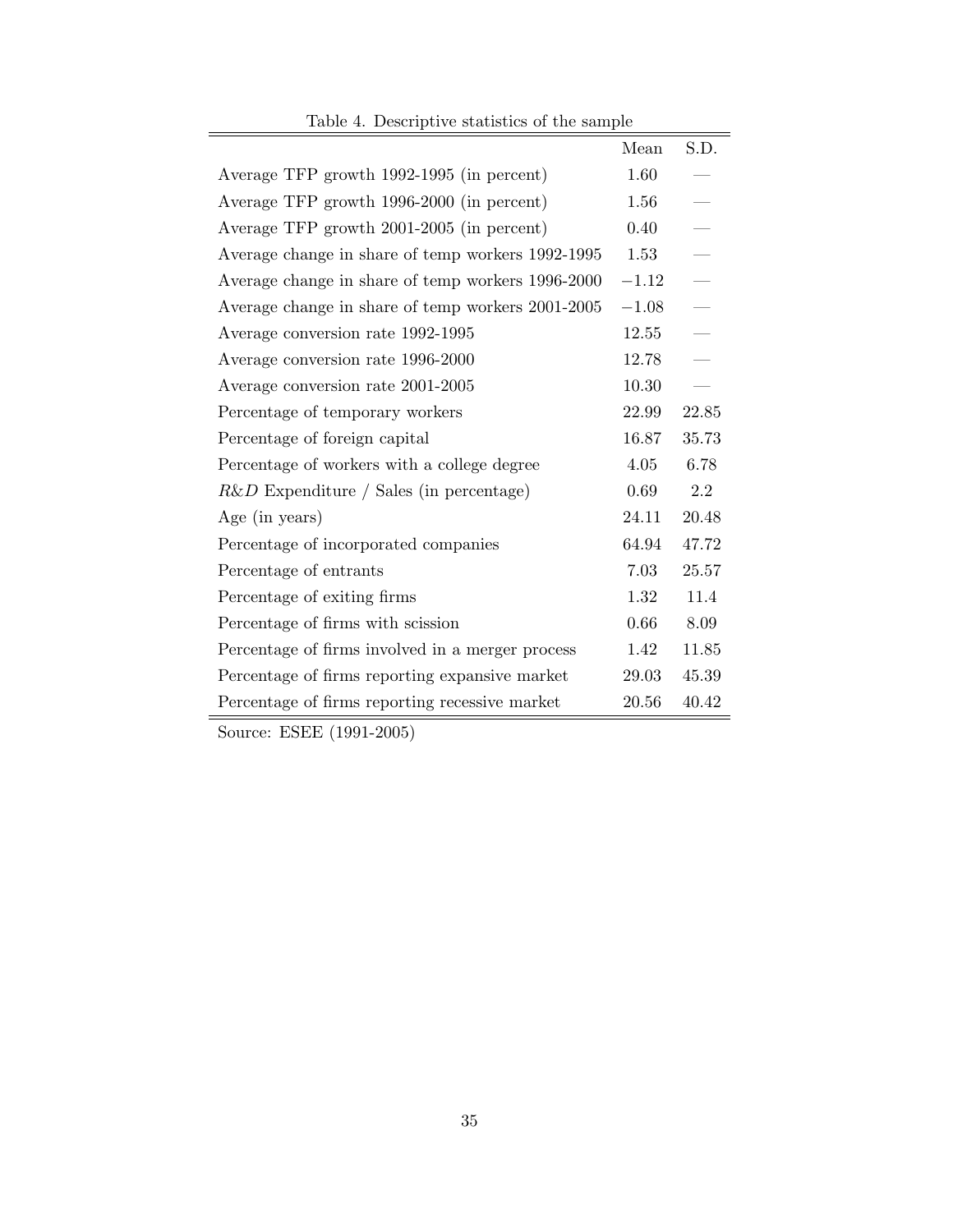Table 4. Descriptive statistics of the sample

| | Mean | S.D. |
|---|---|---|
| Average TFP growth 1992-1995 (in percent) | 1.60 | — |
| Average TFP growth 1996-2000 (in percent) | 1.56 | — |
| Average TFP growth 2001-2005 (in percent) | 0.40 | — |
| Average change in share of temp workers 1992-1995 | 1.53 | — |
| Average change in share of temp workers 1996-2000 | $-1.12$ | — |
| Average change in share of temp workers 2001-2005 | $-1.08$ | — |
| Average conversion rate 1992-1995 | 12.55 | — |
| Average conversion rate 1996-2000 | 12.78 | — |
| Average conversion rate 2001-2005 | 10.30 | — |
| Percentage of temporary workers | 22.99 | 22.85 |
| Percentage of foreign capital | 16.87 | 35.73 |
| Percentage of workers with a college degree | 4.05 | 6.78 |
| $R\&D$ Expenditure / Sales (in percentage) | 0.69 | 2.2 |
| Age (in years) | 24.11 | 20.48 |
| Percentage of incorporated companies | 64.94 | 47.72 |
| Percentage of entrants | 7.03 | 25.57 |
| Percentage of exiting firms | 1.32 | 11.4 |
| Percentage of firms with scission | 0.66 | 8.09 |
| Percentage of firms involved in a merger process | 1.42 | 11.85 |
| Percentage of firms reporting expansive market | 29.03 | 45.39 |
| Percentage of firms reporting recessive market | 20.56 | 40.42 |

Source: ESEE (1991-2005)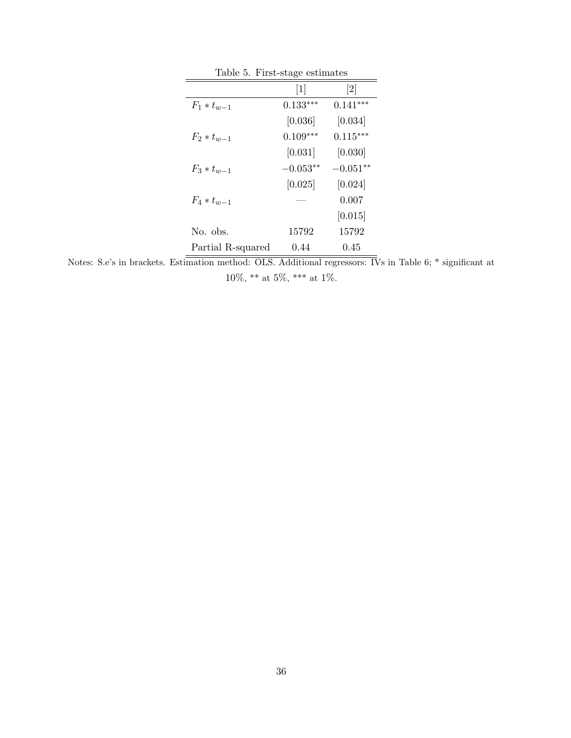Table 5. First-stage estimates

| | [1] | [2] |
|---|---|---|
| $F_1 * t_{w-1}$ | $0.133^{***}$ | $0.141^{***}$ |
| | [0.036] | [0.034] |
| $F_2 * t_{w-1}$ | $0.109^{***}$ | $0.115^{***}$ |
| | [0.031] | [0.030] |
| $F_3 * t_{w-1}$ | $-0.053^{**}$ | $-0.051^{**}$ |
| | [0.025] | [0.024] |
| $F_4 * t_{w-1}$ | — | 0.007 |
| | | [0.015] |
| No. obs. | 15792 | 15792 |
| Partial R-squared | 0.44 | 0.45 |

Notes: S.e's in brackets. Estimation method: OLS. Additional regressors: IVs in Table 6; * significant at 10%, ** at 5%, *** at 1%.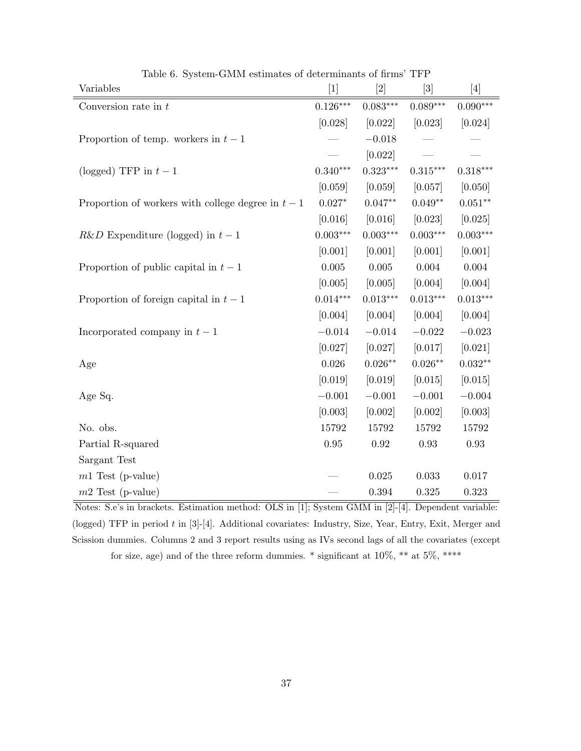Table 6. System-GMM estimates of determinants of firms' TFP

| Variables | [1] | [2] | [3] | [4] |
|---|---|---|---|---|
| Conversion rate in $t$ | $0.126^{***}$ | $0.083^{***}$ | $0.089^{***}$ | $0.090^{***}$ |
| | [0.028] | [0.022] | [0.023] | [0.024] |
| Proportion of temp. workers in $t-1$ | — | $-0.018$ | — | — |
| | — | [0.022] | — | — |
| (logged) TFP in $t-1$ | $0.340^{***}$ | $0.323^{***}$ | $0.315^{***}$ | $0.318^{***}$ |
| | [0.059] | [0.059] | [0.057] | [0.050] |
| Proportion of workers with college degree in $t-1$ | $0.027^{*}$ | $0.047^{**}$ | $0.049^{**}$ | $0.051^{**}$ |
| | [0.016] | [0.016] | [0.023] | [0.025] |
| $R\&D$ Expenditure (logged) in $t-1$ | $0.003^{***}$ | $0.003^{***}$ | $0.003^{***}$ | $0.003^{***}$ |
| | [0.001] | [0.001] | [0.001] | [0.001] |
| Proportion of public capital in $t-1$ | 0.005 | 0.005 | 0.004 | 0.004 |
| | [0.005] | [0.005] | [0.004] | [0.004] |
| Proportion of foreign capital in $t-1$ | $0.014^{***}$ | $0.013^{***}$ | $0.013^{***}$ | $0.013^{***}$ |
| | [0.004] | [0.004] | [0.004] | [0.004] |
| Incorporated company in $t-1$ | $-0.014$ | $-0.014$ | $-0.022$ | $-0.023$ |
| | [0.027] | [0.027] | [0.017] | [0.021] |
| Age | 0.026 | $0.026^{**}$ | $0.026^{**}$ | $0.032^{**}$ |
| | [0.019] | [0.019] | [0.015] | [0.015] |
| Age Sq. | $-0.001$ | $-0.001$ | $-0.001$ | $-0.004$ |
| | [0.003] | [0.002] | [0.002] | [0.003] |
| No. obs. | 15792 | 15792 | 15792 | 15792 |
| Partial R-squared | 0.95 | 0.92 | 0.93 | 0.93 |
| Sargant Test | | | | |
| $m1$ Test (p-value) | — | 0.025 | 0.033 | 0.017 |
| $m2$ Test (p-value) | — | 0.394 | 0.325 | 0.323 |

Notes: S.e's in brackets. Estimation method: OLS in [1]; System GMM in [2]-[4]. Dependent variable: (logged) TFP in period $t$ in [3]-[4]. Additional covariates: Industry, Size, Year, Entry, Exit, Merger and Scission dummies. Columns 2 and 3 report results using as IVs second lags of all the covariates (except for size, age) and of the three reform dummies. * significant at 10%, ** at 5%, ****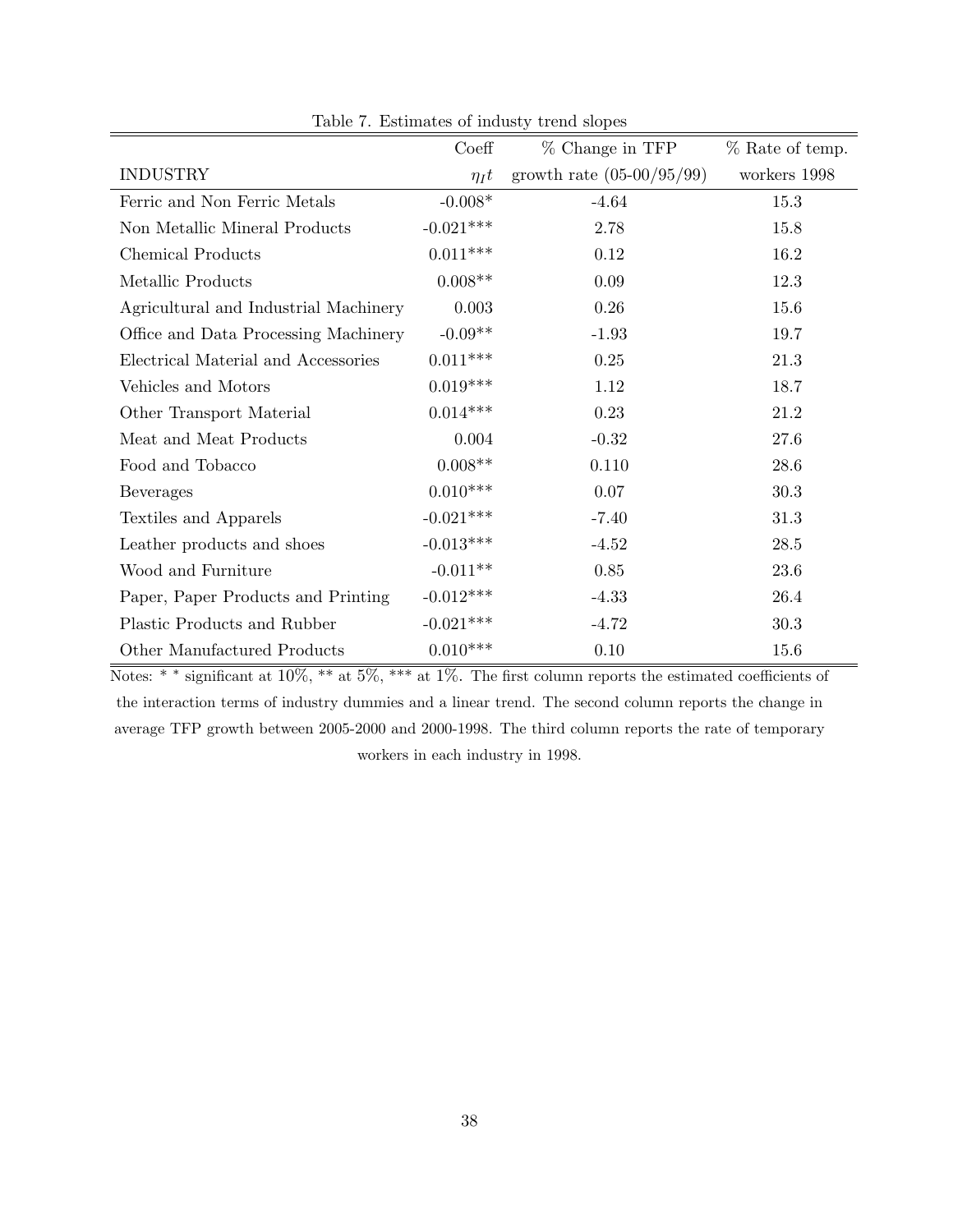Table 7. Estimates of industy trend slopes

| INDUSTRY | Coeff $\eta_I t$ | % Change in TFP growth rate (05-00/95/99) | % Rate of temp. workers 1998 |
|---|---|---|---|
| Ferric and Non Ferric Metals | -0.008* | -4.64 | 15.3 |
| Non Metallic Mineral Products | -0.021*** | 2.78 | 15.8 |
| Chemical Products | 0.011*** | 0.12 | 16.2 |
| Metallic Products | 0.008** | 0.09 | 12.3 |
| Agricultural and Industrial Machinery | 0.003 | 0.26 | 15.6 |
| Office and Data Processing Machinery | -0.09** | -1.93 | 19.7 |
| Electrical Material and Accessories | 0.011*** | 0.25 | 21.3 |
| Vehicles and Motors | 0.019*** | 1.12 | 18.7 |
| Other Transport Material | 0.014*** | 0.23 | 21.2 |
| Meat and Meat Products | 0.004 | -0.32 | 27.6 |
| Food and Tobacco | 0.008** | 0.110 | 28.6 |
| Beverages | 0.010*** | 0.07 | 30.3 |
| Textiles and Apparels | -0.021*** | -7.40 | 31.3 |
| Leather products and shoes | -0.013*** | -4.52 | 28.5 |
| Wood and Furniture | -0.011** | 0.85 | 23.6 |
| Paper, Paper Products and Printing | -0.012*** | -4.33 | 26.4 |
| Plastic Products and Rubber | -0.021*** | -4.72 | 30.3 |
| Other Manufactured Products | 0.010*** | 0.10 | 15.6 |

Notes: * * significant at 10%, ** at 5%, *** at 1%. The first column reports the estimated coefficients of the interaction terms of industry dummies and a linear trend. The second column reports the change in average TFP growth between 2005-2000 and 2000-1998. The third column reports the rate of temporary workers in each industry in 1998.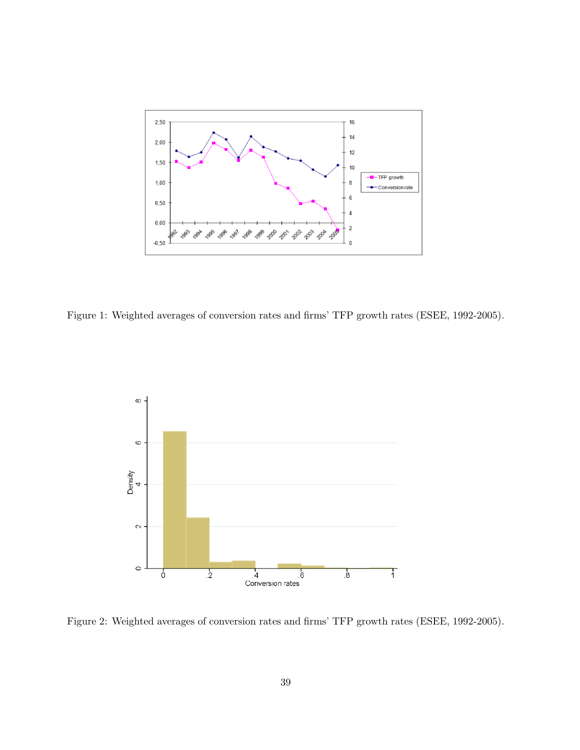Figure 1: Weighted averages of conversion rates and firms' TFP growth rates (ESEE, 1992-2005).

Figure 2: Weighted averages of conversion rates and firms' TFP growth rates (ESEE, 1992-2005).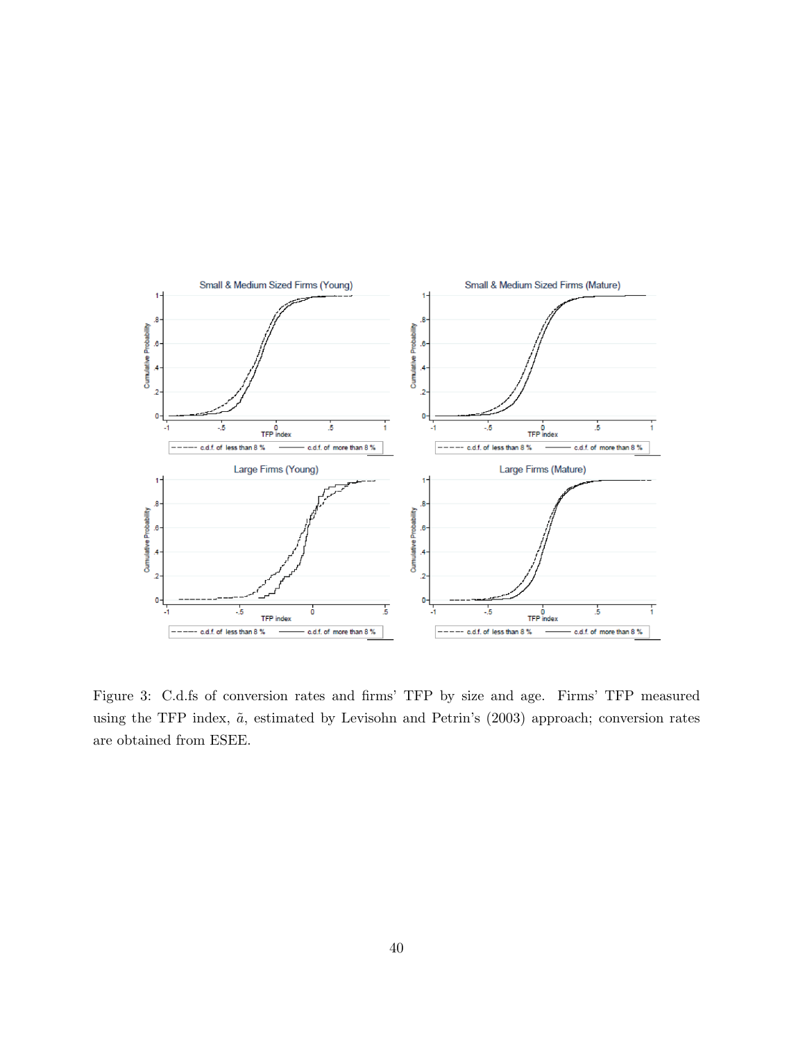Figure 3: C.d.fs of conversion rates and firms' TFP by size and age. Firms' TFP measured using the TFP index, $\tilde{a}$, estimated by Levisohn and Petrin's (2003) approach; conversion rates are obtained from ESEE.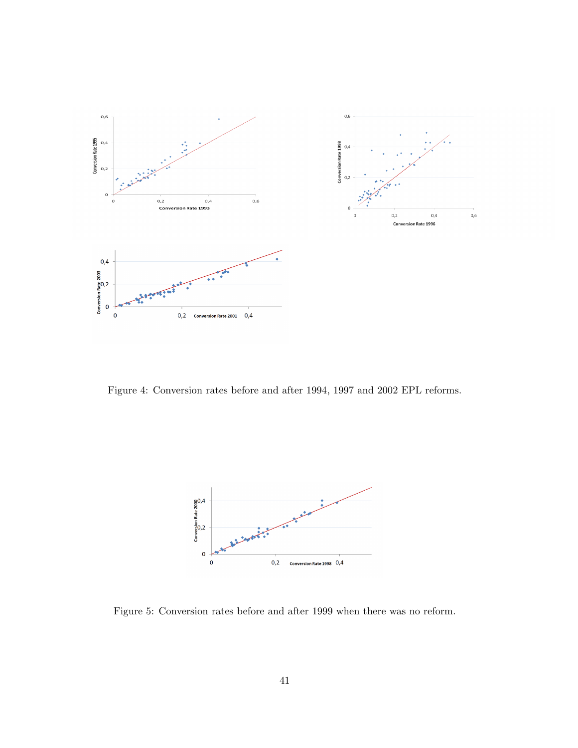0,6
0,4
0,2
0
Conversion Rate 1995
0
0,2
0,4
0,6
Conversion Rate 1993

0,6
0,4
0,2
0
Conversion Rate 1998
0
0,2
0,4
0,6
Conversion Rate 1996

0,4
0,2
0
Conversion Rate 2003
0
0,2
Conversion Rate 2001
0,4

Figure 4: Conversion rates before and after 1994, 1997 and 2002 EPL reforms.

0,4
0,2
0
Conversion Rate 2000
0
0,2
Conversion Rate 1998
0,4

Figure 5: Conversion rates before and after 1999 when there was no reform.